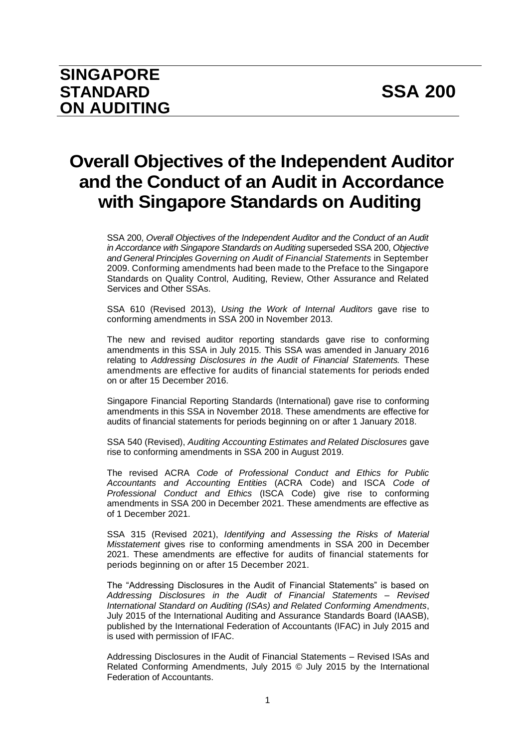# SINGAPORE STANDARD ON AUDITING

# SSA 200

# Overall Objectives of the Independent Auditor and the Conduct of an Audit in Accordance with Singapore Standards on Auditing

SSA 200, *Overall Objectives of the Independent Auditor and the Conduct of an Audit in Accordance with Singapore Standards on Auditing* superseded SSA 200, *Objective and General Principles Governing on Audit of Financial Statements* in September 2009. Conforming amendments had been made to the Preface to the Singapore Standards on Quality Control, Auditing, Review, Other Assurance and Related Services and Other SSAs.

SSA 610 (Revised 2013), *Using the Work of Internal Auditors* gave rise to conforming amendments in SSA 200 in November 2013.

The new and revised auditor reporting standards gave rise to conforming amendments in this SSA in July 2015. This SSA was amended in January 2016 relating to *Addressing Disclosures in the Audit of Financial Statements.* These amendments are effective for audits of financial statements for periods ended on or after 15 December 2016.

Singapore Financial Reporting Standards (International) gave rise to conforming amendments in this SSA in November 2018. These amendments are effective for audits of financial statements for periods beginning on or after 1 January 2018.

SSA 540 (Revised), *Auditing Accounting Estimates and Related Disclosures* gave rise to conforming amendments in SSA 200 in August 2019.

The revised ACRA *Code of Professional Conduct and Ethics for Public Accountants and Accounting Entities* (ACRA Code) and ISCA *Code of Professional Conduct and Ethics* (ISCA Code) give rise to conforming amendments in SSA 200 in December 2021. These amendments are effective as of 1 December 2021.

SSA 315 (Revised 2021), *Identifying and Assessing the Risks of Material Misstatement* gives rise to conforming amendments in SSA 200 in December 2021. These amendments are effective for audits of financial statements for periods beginning on or after 15 December 2021.

The "Addressing Disclosures in the Audit of Financial Statements" is based on *Addressing Disclosures in the Audit of Financial Statements – Revised International Standard on Auditing (ISAs) and Related Conforming Amendments*, July 2015 of the International Auditing and Assurance Standards Board (IAASB), published by the International Federation of Accountants (IFAC) in July 2015 and is used with permission of IFAC.

Addressing Disclosures in the Audit of Financial Statements – Revised ISAs and Related Conforming Amendments, July 2015 © July 2015 by the International Federation of Accountants.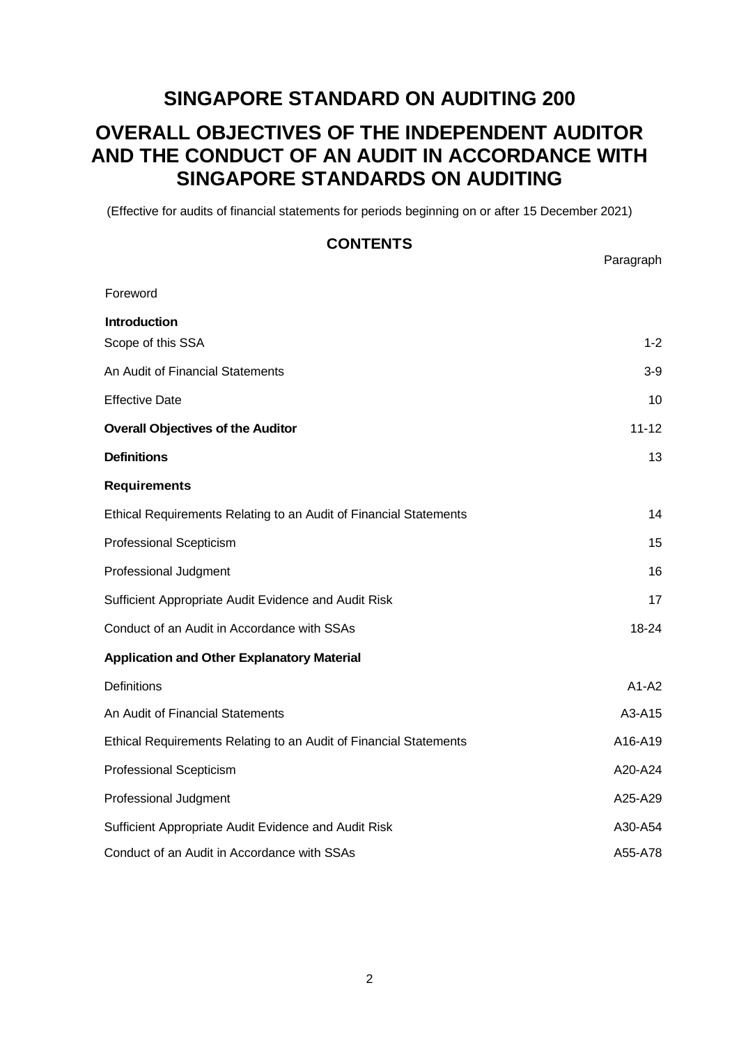# SINGAPORE STANDARD ON AUDITING 200

# OVERALL OBJECTIVES OF THE INDEPENDENT AUDITOR AND THE CONDUCT OF AN AUDIT IN ACCORDANCE WITH SINGAPORE STANDARDS ON AUDITING

(Effective for audits of financial statements for periods beginning on or after 15 December 2021)

## CONTENTS

| | Paragraph |
|---|---|
| Foreword | |
| **Introduction** | |
| Scope of this SSA | 1-2 |
| An Audit of Financial Statements | 3-9 |
| Effective Date | 10 |
| **Overall Objectives of the Auditor** | 11-12 |
| **Definitions** | 13 |
| **Requirements** | |
| Ethical Requirements Relating to an Audit of Financial Statements | 14 |
| Professional Scepticism | 15 |
| Professional Judgment | 16 |
| Sufficient Appropriate Audit Evidence and Audit Risk | 17 |
| Conduct of an Audit in Accordance with SSAs | 18-24 |
| **Application and Other Explanatory Material** | |
| Definitions | A1-A2 |
| An Audit of Financial Statements | A3-A15 |
| Ethical Requirements Relating to an Audit of Financial Statements | A16-A19 |
| Professional Scepticism | A20-A24 |
| Professional Judgment | A25-A29 |
| Sufficient Appropriate Audit Evidence and Audit Risk | A30-A54 |
| Conduct of an Audit in Accordance with SSAs | A55-A78 |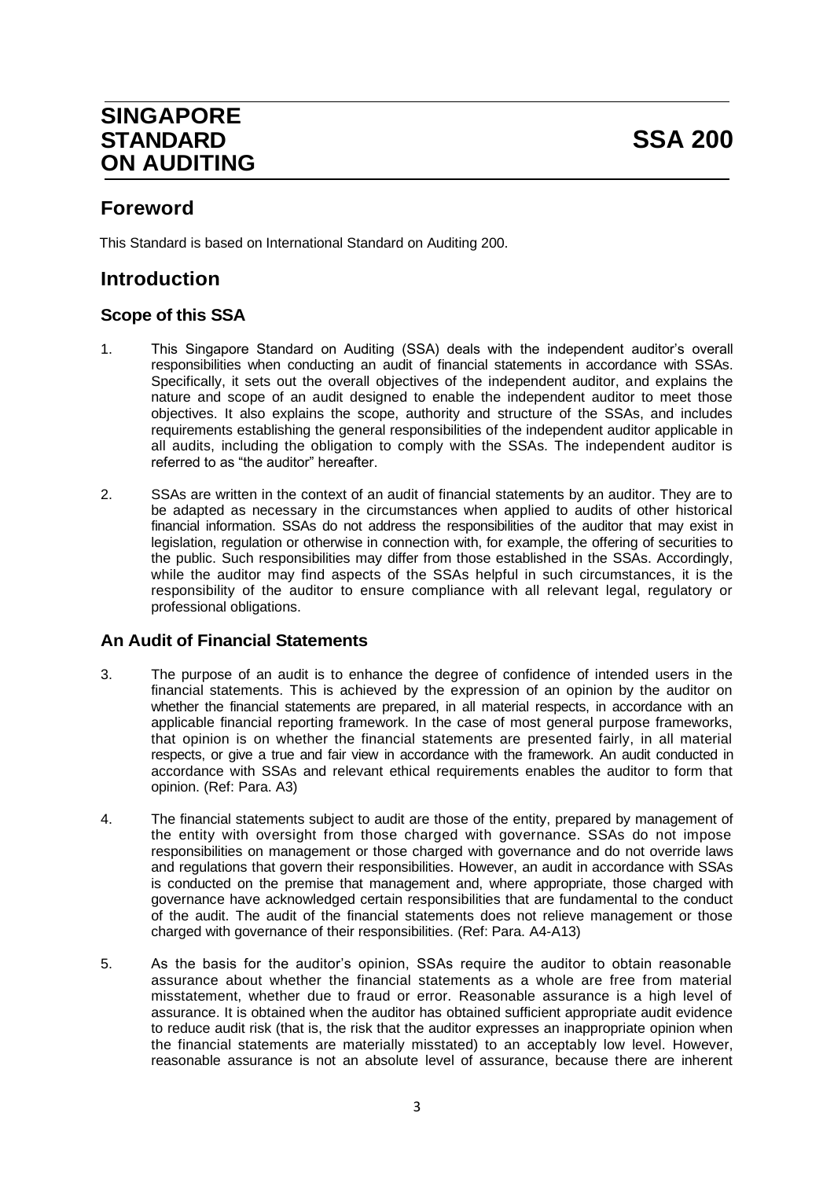# SINGAPORE STANDARD ON AUDITING

# SSA 200

## Foreword

This Standard is based on International Standard on Auditing 200.

## Introduction

### Scope of this SSA

1. This Singapore Standard on Auditing (SSA) deals with the independent auditor's overall responsibilities when conducting an audit of financial statements in accordance with SSAs. Specifically, it sets out the overall objectives of the independent auditor, and explains the nature and scope of an audit designed to enable the independent auditor to meet those objectives. It also explains the scope, authority and structure of the SSAs, and includes requirements establishing the general responsibilities of the independent auditor applicable in all audits, including the obligation to comply with the SSAs. The independent auditor is referred to as "the auditor" hereafter.

2. SSAs are written in the context of an audit of financial statements by an auditor. They are to be adapted as necessary in the circumstances when applied to audits of other historical financial information. SSAs do not address the responsibilities of the auditor that may exist in legislation, regulation or otherwise in connection with, for example, the offering of securities to the public. Such responsibilities may differ from those established in the SSAs. Accordingly, while the auditor may find aspects of the SSAs helpful in such circumstances, it is the responsibility of the auditor to ensure compliance with all relevant legal, regulatory or professional obligations.

### An Audit of Financial Statements

3. The purpose of an audit is to enhance the degree of confidence of intended users in the financial statements. This is achieved by the expression of an opinion by the auditor on whether the financial statements are prepared, in all material respects, in accordance with an applicable financial reporting framework. In the case of most general purpose frameworks, that opinion is on whether the financial statements are presented fairly, in all material respects, or give a true and fair view in accordance with the framework. An audit conducted in accordance with SSAs and relevant ethical requirements enables the auditor to form that opinion. (Ref: Para. A3)

4. The financial statements subject to audit are those of the entity, prepared by management of the entity with oversight from those charged with governance. SSAs do not impose responsibilities on management or those charged with governance and do not override laws and regulations that govern their responsibilities. However, an audit in accordance with SSAs is conducted on the premise that management and, where appropriate, those charged with governance have acknowledged certain responsibilities that are fundamental to the conduct of the audit. The audit of the financial statements does not relieve management or those charged with governance of their responsibilities. (Ref: Para. A4-A13)

5. As the basis for the auditor's opinion, SSAs require the auditor to obtain reasonable assurance about whether the financial statements as a whole are free from material misstatement, whether due to fraud or error. Reasonable assurance is a high level of assurance. It is obtained when the auditor has obtained sufficient appropriate audit evidence to reduce audit risk (that is, the risk that the auditor expresses an inappropriate opinion when the financial statements are materially misstated) to an acceptably low level. However, reasonable assurance is not an absolute level of assurance, because there are inherent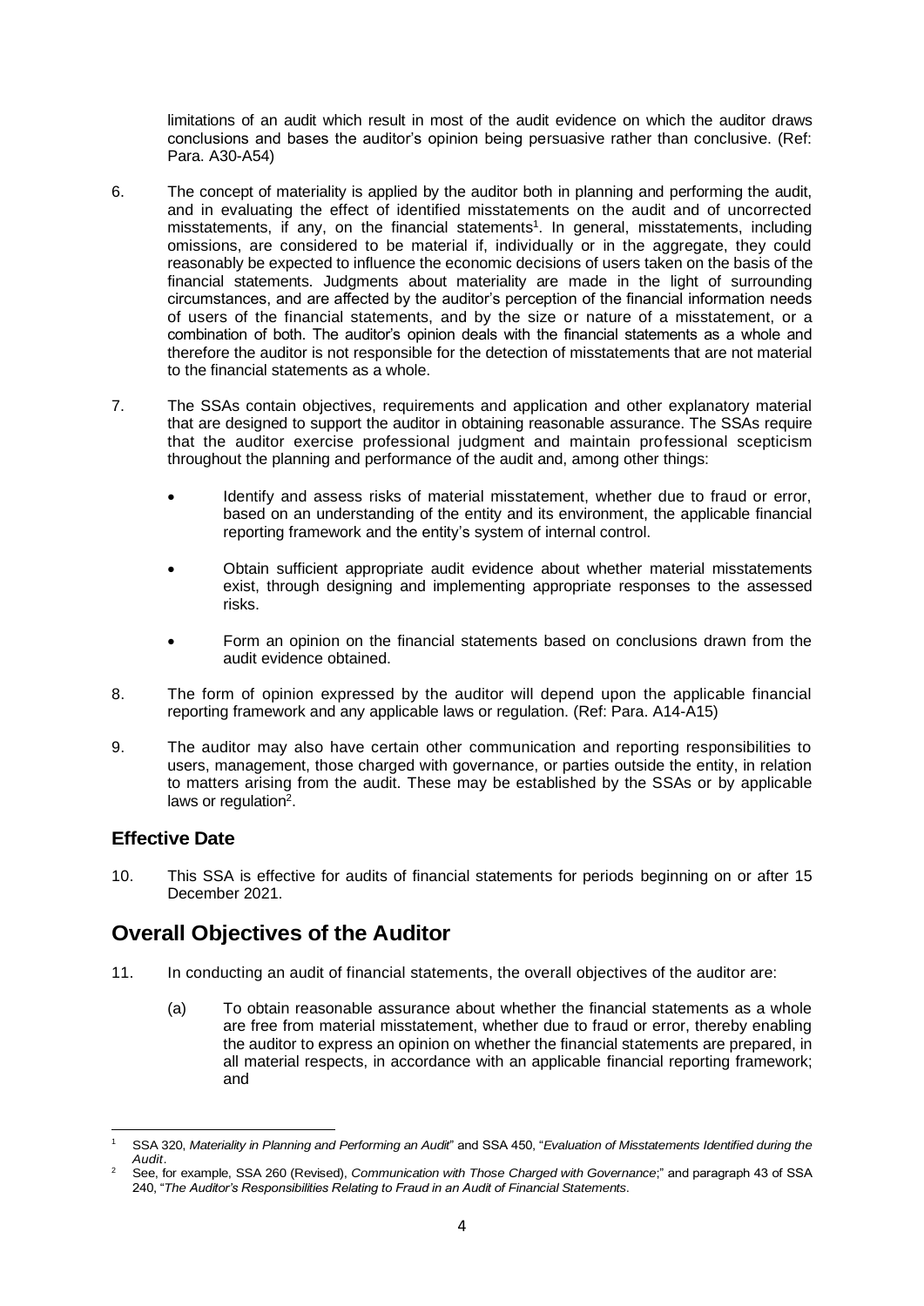limitations of an audit which result in most of the audit evidence on which the auditor draws conclusions and bases the auditor's opinion being persuasive rather than conclusive. (Ref: Para. A30-A54)

6. The concept of materiality is applied by the auditor both in planning and performing the audit, and in evaluating the effect of identified misstatements on the audit and of uncorrected misstatements, if any, on the financial statements[1]. In general, misstatements, including omissions, are considered to be material if, individually or in the aggregate, they could reasonably be expected to influence the economic decisions of users taken on the basis of the financial statements. Judgments about materiality are made in the light of surrounding circumstances, and are affected by the auditor's perception of the financial information needs of users of the financial statements, and by the size or nature of a misstatement, or a combination of both. The auditor's opinion deals with the financial statements as a whole and therefore the auditor is not responsible for the detection of misstatements that are not material to the financial statements as a whole.

7. The SSAs contain objectives, requirements and application and other explanatory material that are designed to support the auditor in obtaining reasonable assurance. The SSAs require that the auditor exercise professional judgment and maintain professional scepticism throughout the planning and performance of the audit and, among other things:

   - Identify and assess risks of material misstatement, whether due to fraud or error, based on an understanding of the entity and its environment, the applicable financial reporting framework and the entity's system of internal control.

   - Obtain sufficient appropriate audit evidence about whether material misstatements exist, through designing and implementing appropriate responses to the assessed risks.

   - Form an opinion on the financial statements based on conclusions drawn from the audit evidence obtained.

8. The form of opinion expressed by the auditor will depend upon the applicable financial reporting framework and any applicable laws or regulation. (Ref: Para. A14-A15)

9. The auditor may also have certain other communication and reporting responsibilities to users, management, those charged with governance, or parties outside the entity, in relation to matters arising from the audit. These may be established by the SSAs or by applicable laws or regulation[2].

### Effective Date

10. This SSA is effective for audits of financial statements for periods beginning on or after 15 December 2021.

## Overall Objectives of the Auditor

11. In conducting an audit of financial statements, the overall objectives of the auditor are:

    (a) To obtain reasonable assurance about whether the financial statements as a whole are free from material misstatement, whether due to fraud or error, thereby enabling the auditor to express an opinion on whether the financial statements are prepared, in all material respects, in accordance with an applicable financial reporting framework; and

---

[1] SSA 320, *Materiality in Planning and Performing an Audit*" and SSA 450, "*Evaluation of Misstatements Identified during the Audit*.

[2] See, for example, SSA 260 (Revised), *Communication with Those Charged with Governance*;" and paragraph 43 of SSA 240, "*The Auditor's Responsibilities Relating to Fraud in an Audit of Financial Statements*.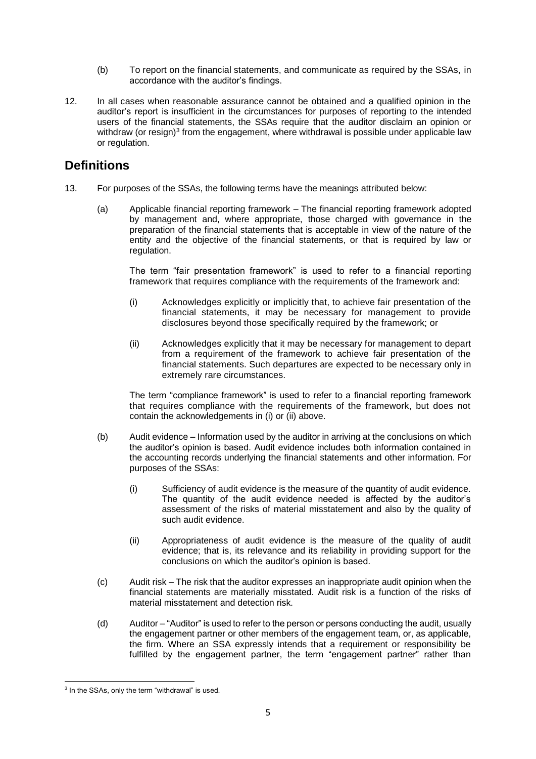(b) To report on the financial statements, and communicate as required by the SSAs, in accordance with the auditor's findings.

12. In all cases when reasonable assurance cannot be obtained and a qualified opinion in the auditor's report is insufficient in the circumstances for purposes of reporting to the intended users of the financial statements, the SSAs require that the auditor disclaim an opinion or withdraw (or resign)[3] from the engagement, where withdrawal is possible under applicable law or regulation.

## Definitions

13. For purposes of the SSAs, the following terms have the meanings attributed below:

    (a) Applicable financial reporting framework – The financial reporting framework adopted by management and, where appropriate, those charged with governance in the preparation of the financial statements that is acceptable in view of the nature of the entity and the objective of the financial statements, or that is required by law or regulation.

    The term "fair presentation framework" is used to refer to a financial reporting framework that requires compliance with the requirements of the framework and:

    (i) Acknowledges explicitly or implicitly that, to achieve fair presentation of the financial statements, it may be necessary for management to provide disclosures beyond those specifically required by the framework; or

    (ii) Acknowledges explicitly that it may be necessary for management to depart from a requirement of the framework to achieve fair presentation of the financial statements. Such departures are expected to be necessary only in extremely rare circumstances.

    The term "compliance framework" is used to refer to a financial reporting framework that requires compliance with the requirements of the framework, but does not contain the acknowledgements in (i) or (ii) above.

    (b) Audit evidence – Information used by the auditor in arriving at the conclusions on which the auditor's opinion is based. Audit evidence includes both information contained in the accounting records underlying the financial statements and other information. For purposes of the SSAs:

    (i) Sufficiency of audit evidence is the measure of the quantity of audit evidence. The quantity of the audit evidence needed is affected by the auditor's assessment of the risks of material misstatement and also by the quality of such audit evidence.

    (ii) Appropriateness of audit evidence is the measure of the quality of audit evidence; that is, its relevance and its reliability in providing support for the conclusions on which the auditor's opinion is based.

    (c) Audit risk – The risk that the auditor expresses an inappropriate audit opinion when the financial statements are materially misstated. Audit risk is a function of the risks of material misstatement and detection risk.

    (d) Auditor – "Auditor" is used to refer to the person or persons conducting the audit, usually the engagement partner or other members of the engagement team, or, as applicable, the firm. Where an SSA expressly intends that a requirement or responsibility be fulfilled by the engagement partner, the term "engagement partner" rather than

[3] In the SSAs, only the term "withdrawal" is used.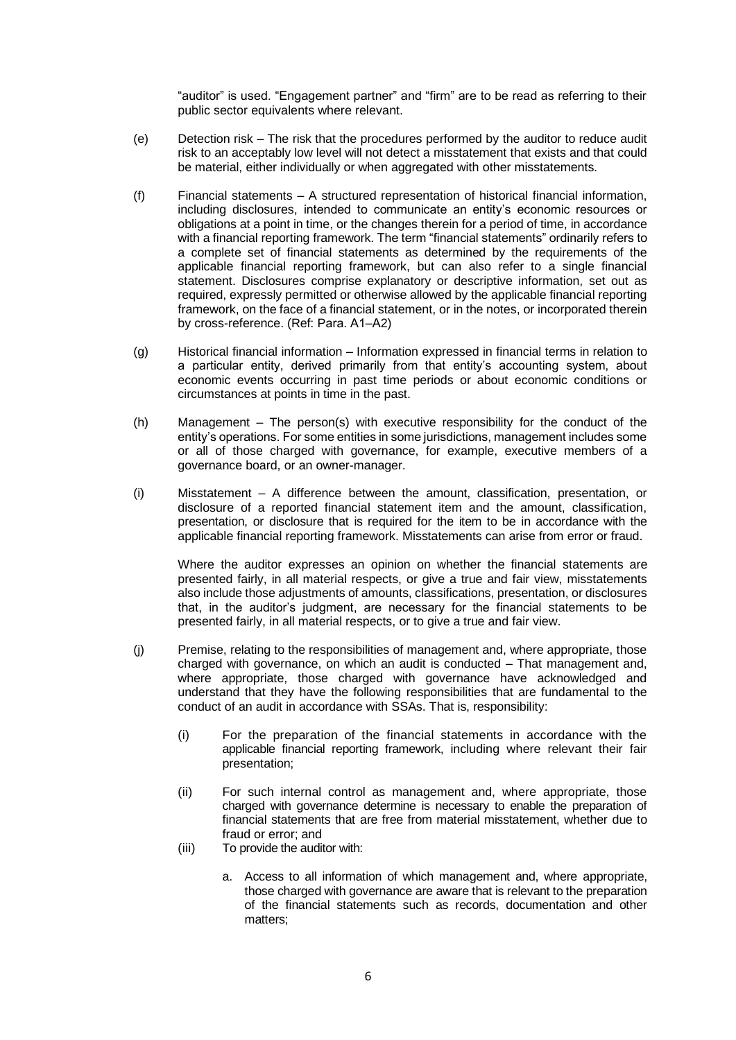"auditor" is used. "Engagement partner" and "firm" are to be read as referring to their public sector equivalents where relevant.

(e) Detection risk – The risk that the procedures performed by the auditor to reduce audit risk to an acceptably low level will not detect a misstatement that exists and that could be material, either individually or when aggregated with other misstatements.

(f) Financial statements – A structured representation of historical financial information, including disclosures, intended to communicate an entity's economic resources or obligations at a point in time, or the changes therein for a period of time, in accordance with a financial reporting framework. The term "financial statements" ordinarily refers to a complete set of financial statements as determined by the requirements of the applicable financial reporting framework, but can also refer to a single financial statement. Disclosures comprise explanatory or descriptive information, set out as required, expressly permitted or otherwise allowed by the applicable financial reporting framework, on the face of a financial statement, or in the notes, or incorporated therein by cross-reference. (Ref: Para. A1–A2)

(g) Historical financial information – Information expressed in financial terms in relation to a particular entity, derived primarily from that entity's accounting system, about economic events occurring in past time periods or about economic conditions or circumstances at points in time in the past.

(h) Management – The person(s) with executive responsibility for the conduct of the entity's operations. For some entities in some jurisdictions, management includes some or all of those charged with governance, for example, executive members of a governance board, or an owner-manager.

(i) Misstatement – A difference between the amount, classification, presentation, or disclosure of a reported financial statement item and the amount, classification, presentation, or disclosure that is required for the item to be in accordance with the applicable financial reporting framework. Misstatements can arise from error or fraud.

Where the auditor expresses an opinion on whether the financial statements are presented fairly, in all material respects, or give a true and fair view, misstatements also include those adjustments of amounts, classifications, presentation, or disclosures that, in the auditor's judgment, are necessary for the financial statements to be presented fairly, in all material respects, or to give a true and fair view.

(j) Premise, relating to the responsibilities of management and, where appropriate, those charged with governance, on which an audit is conducted – That management and, where appropriate, those charged with governance have acknowledged and understand that they have the following responsibilities that are fundamental to the conduct of an audit in accordance with SSAs. That is, responsibility:

(i) For the preparation of the financial statements in accordance with the applicable financial reporting framework, including where relevant their fair presentation;

(ii) For such internal control as management and, where appropriate, those charged with governance determine is necessary to enable the preparation of financial statements that are free from material misstatement, whether due to fraud or error; and

(iii) To provide the auditor with:

a. Access to all information of which management and, where appropriate, those charged with governance are aware that is relevant to the preparation of the financial statements such as records, documentation and other matters;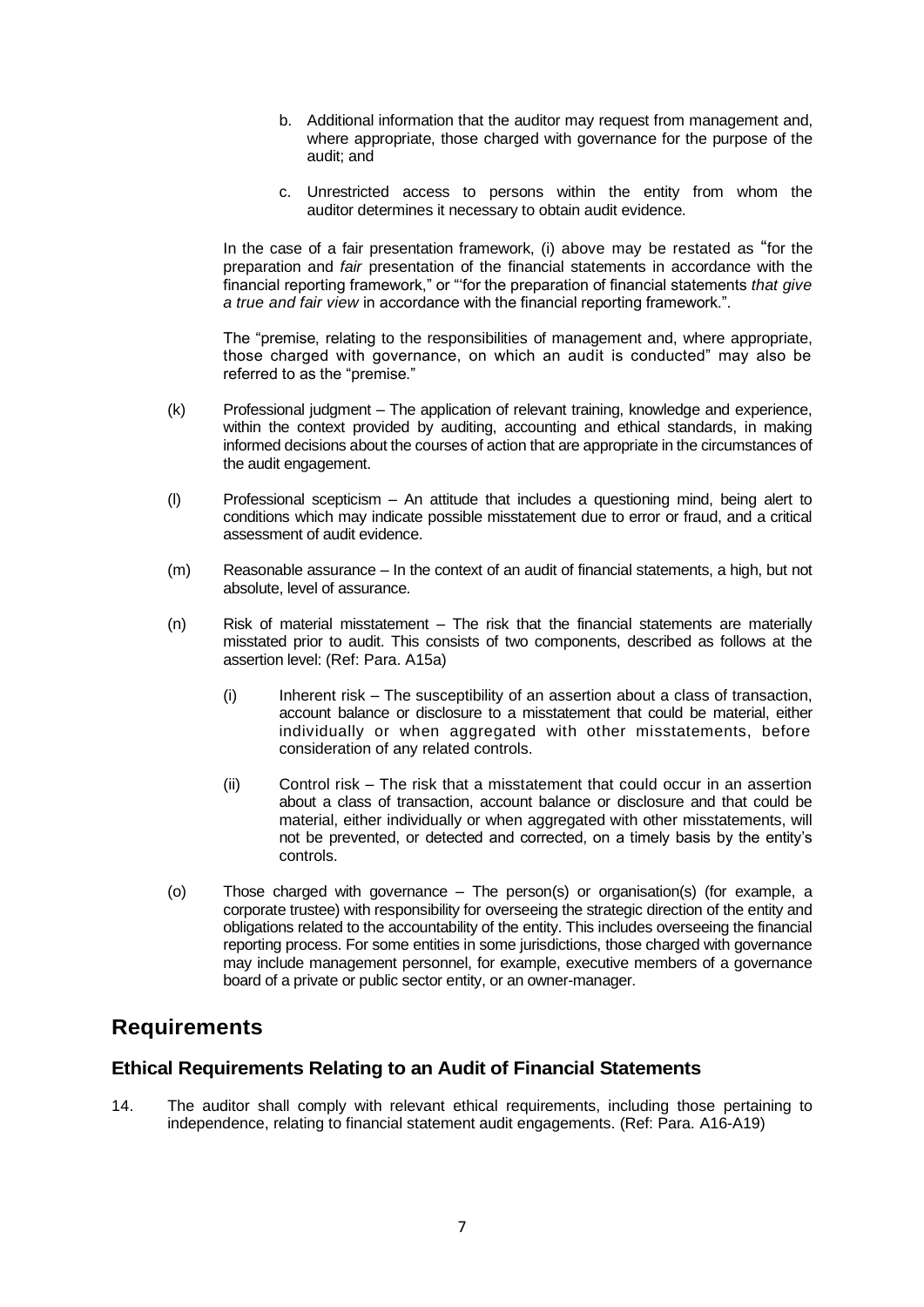b. Additional information that the auditor may request from management and, where appropriate, those charged with governance for the purpose of the audit; and

c. Unrestricted access to persons within the entity from whom the auditor determines it necessary to obtain audit evidence.

In the case of a fair presentation framework, (i) above may be restated as "for the preparation and *fair* presentation of the financial statements in accordance with the financial reporting framework," or "'for the preparation of financial statements *that give a true and fair view* in accordance with the financial reporting framework.".

The "premise, relating to the responsibilities of management and, where appropriate, those charged with governance, on which an audit is conducted" may also be referred to as the "premise."

(k) Professional judgment – The application of relevant training, knowledge and experience, within the context provided by auditing, accounting and ethical standards, in making informed decisions about the courses of action that are appropriate in the circumstances of the audit engagement.

(l) Professional scepticism – An attitude that includes a questioning mind, being alert to conditions which may indicate possible misstatement due to error or fraud, and a critical assessment of audit evidence.

(m) Reasonable assurance – In the context of an audit of financial statements, a high, but not absolute, level of assurance.

(n) Risk of material misstatement – The risk that the financial statements are materially misstated prior to audit. This consists of two components, described as follows at the assertion level: (Ref: Para. A15a)

(i) Inherent risk – The susceptibility of an assertion about a class of transaction, account balance or disclosure to a misstatement that could be material, either individually or when aggregated with other misstatements, before consideration of any related controls.

(ii) Control risk – The risk that a misstatement that could occur in an assertion about a class of transaction, account balance or disclosure and that could be material, either individually or when aggregated with other misstatements, will not be prevented, or detected and corrected, on a timely basis by the entity's controls.

(o) Those charged with governance – The person(s) or organisation(s) (for example, a corporate trustee) with responsibility for overseeing the strategic direction of the entity and obligations related to the accountability of the entity. This includes overseeing the financial reporting process. For some entities in some jurisdictions, those charged with governance may include management personnel, for example, executive members of a governance board of a private or public sector entity, or an owner-manager.

## Requirements

### Ethical Requirements Relating to an Audit of Financial Statements

14. The auditor shall comply with relevant ethical requirements, including those pertaining to independence, relating to financial statement audit engagements. (Ref: Para. A16-A19)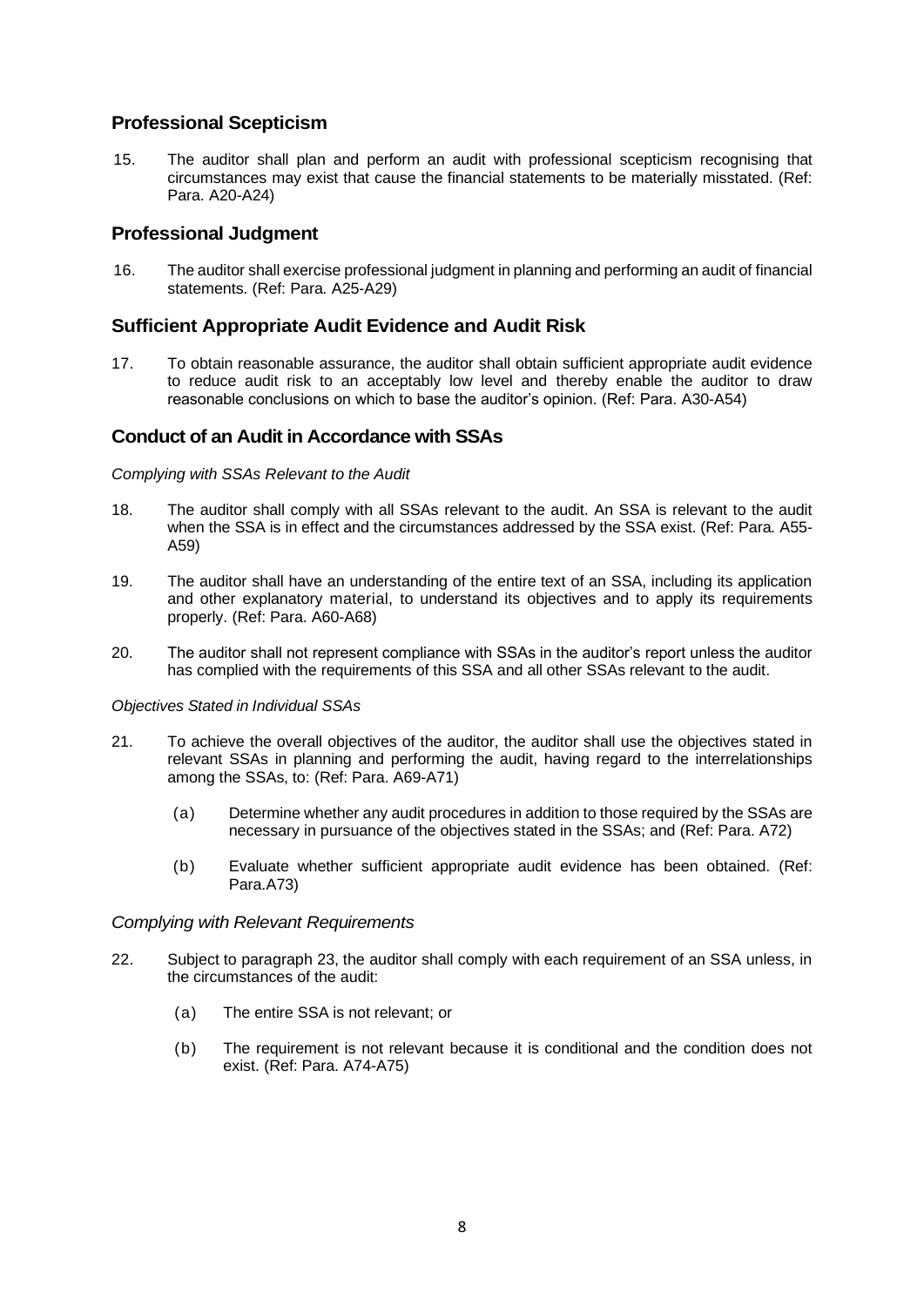## Professional Scepticism

15. The auditor shall plan and perform an audit with professional scepticism recognising that circumstances may exist that cause the financial statements to be materially misstated. (Ref: Para. A20-A24)

## Professional Judgment

16. The auditor shall exercise professional judgment in planning and performing an audit of financial statements. (Ref: Para. A25-A29)

## Sufficient Appropriate Audit Evidence and Audit Risk

17. To obtain reasonable assurance, the auditor shall obtain sufficient appropriate audit evidence to reduce audit risk to an acceptably low level and thereby enable the auditor to draw reasonable conclusions on which to base the auditor's opinion. (Ref: Para. A30-A54)

## Conduct of an Audit in Accordance with SSAs

*Complying with SSAs Relevant to the Audit*

18. The auditor shall comply with all SSAs relevant to the audit. An SSA is relevant to the audit when the SSA is in effect and the circumstances addressed by the SSA exist. (Ref: Para. A55-A59)

19. The auditor shall have an understanding of the entire text of an SSA, including its application and other explanatory material, to understand its objectives and to apply its requirements properly. (Ref: Para. A60-A68)

20. The auditor shall not represent compliance with SSAs in the auditor's report unless the auditor has complied with the requirements of this SSA and all other SSAs relevant to the audit.

*Objectives Stated in Individual SSAs*

21. To achieve the overall objectives of the auditor, the auditor shall use the objectives stated in relevant SSAs in planning and performing the audit, having regard to the interrelationships among the SSAs, to: (Ref: Para. A69-A71)

    (a) Determine whether any audit procedures in addition to those required by the SSAs are necessary in pursuance of the objectives stated in the SSAs; and (Ref: Para. A72)

    (b) Evaluate whether sufficient appropriate audit evidence has been obtained. (Ref: Para.A73)

*Complying with Relevant Requirements*

22. Subject to paragraph 23, the auditor shall comply with each requirement of an SSA unless, in the circumstances of the audit:

    (a) The entire SSA is not relevant; or

    (b) The requirement is not relevant because it is conditional and the condition does not exist. (Ref: Para. A74-A75)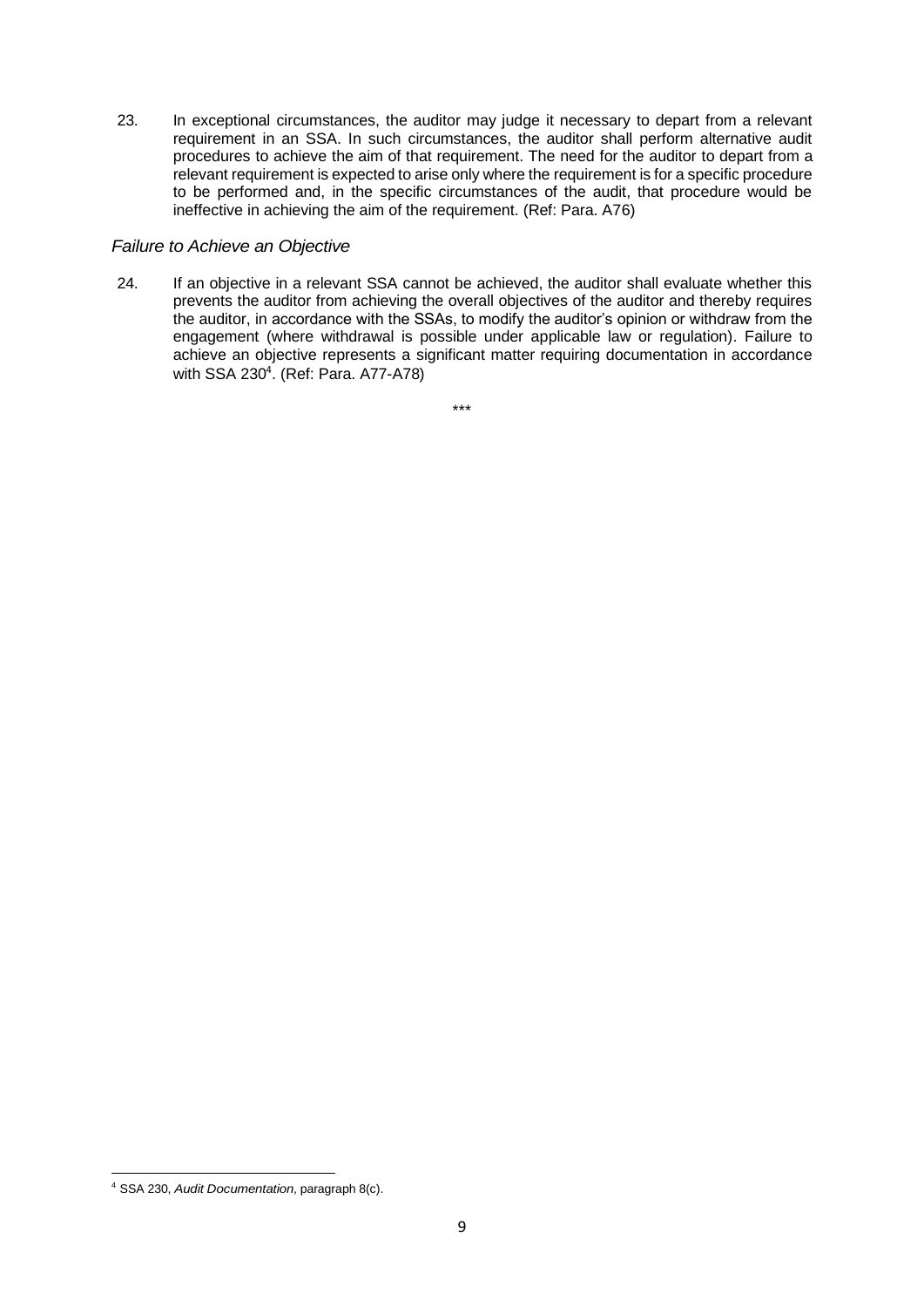23. In exceptional circumstances, the auditor may judge it necessary to depart from a relevant requirement in an SSA. In such circumstances, the auditor shall perform alternative audit procedures to achieve the aim of that requirement. The need for the auditor to depart from a relevant requirement is expected to arise only where the requirement is for a specific procedure to be performed and, in the specific circumstances of the audit, that procedure would be ineffective in achieving the aim of the requirement. (Ref: Para. A76)

### *Failure to Achieve an Objective*

24. If an objective in a relevant SSA cannot be achieved, the auditor shall evaluate whether this prevents the auditor from achieving the overall objectives of the auditor and thereby requires the auditor, in accordance with the SSAs, to modify the auditor's opinion or withdraw from the engagement (where withdrawal is possible under applicable law or regulation). Failure to achieve an objective represents a significant matter requiring documentation in accordance with SSA 230[4]. (Ref: Para. A77-A78)

***

[4] SSA 230, *Audit Documentation*, paragraph 8(c).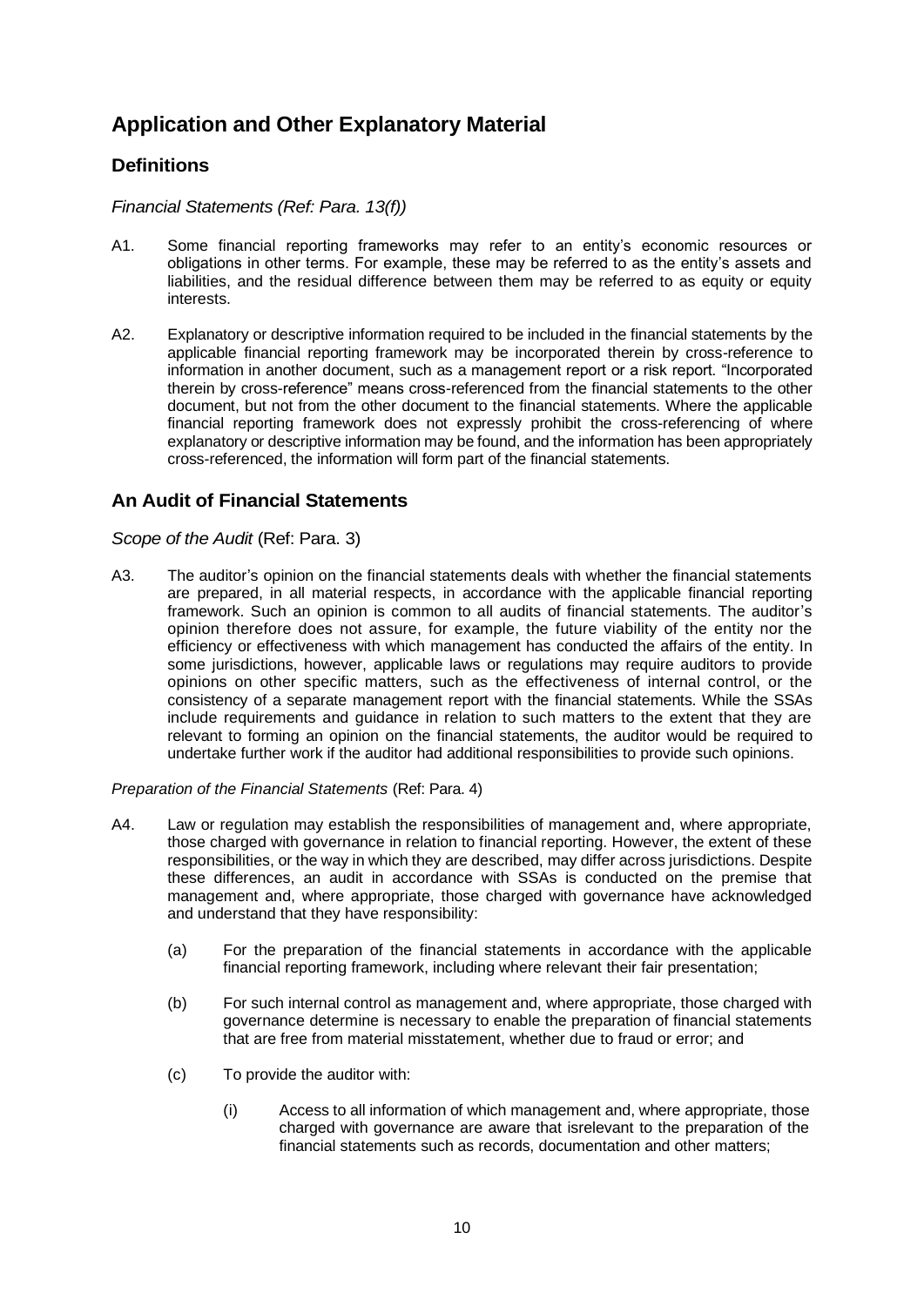# Application and Other Explanatory Material

## Definitions

*Financial Statements (Ref: Para. 13(f))*

A1. Some financial reporting frameworks may refer to an entity's economic resources or obligations in other terms. For example, these may be referred to as the entity's assets and liabilities, and the residual difference between them may be referred to as equity or equity interests.

A2. Explanatory or descriptive information required to be included in the financial statements by the applicable financial reporting framework may be incorporated therein by cross-reference to information in another document, such as a management report or a risk report. "Incorporated therein by cross-reference" means cross-referenced from the financial statements to the other document, but not from the other document to the financial statements. Where the applicable financial reporting framework does not expressly prohibit the cross-referencing of where explanatory or descriptive information may be found, and the information has been appropriately cross-referenced, the information will form part of the financial statements.

## An Audit of Financial Statements

*Scope of the Audit* (Ref: Para. 3)

A3. The auditor's opinion on the financial statements deals with whether the financial statements are prepared, in all material respects, in accordance with the applicable financial reporting framework. Such an opinion is common to all audits of financial statements. The auditor's opinion therefore does not assure, for example, the future viability of the entity nor the efficiency or effectiveness with which management has conducted the affairs of the entity. In some jurisdictions, however, applicable laws or regulations may require auditors to provide opinions on other specific matters, such as the effectiveness of internal control, or the consistency of a separate management report with the financial statements. While the SSAs include requirements and guidance in relation to such matters to the extent that they are relevant to forming an opinion on the financial statements, the auditor would be required to undertake further work if the auditor had additional responsibilities to provide such opinions.

*Preparation of the Financial Statements* (Ref: Para. 4)

A4. Law or regulation may establish the responsibilities of management and, where appropriate, those charged with governance in relation to financial reporting. However, the extent of these responsibilities, or the way in which they are described, may differ across jurisdictions. Despite these differences, an audit in accordance with SSAs is conducted on the premise that management and, where appropriate, those charged with governance have acknowledged and understand that they have responsibility:

(a) For the preparation of the financial statements in accordance with the applicable financial reporting framework, including where relevant their fair presentation;

(b) For such internal control as management and, where appropriate, those charged with governance determine is necessary to enable the preparation of financial statements that are free from material misstatement, whether due to fraud or error; and

(c) To provide the auditor with:

(i) Access to all information of which management and, where appropriate, those charged with governance are aware that isrelevant to the preparation of the financial statements such as records, documentation and other matters;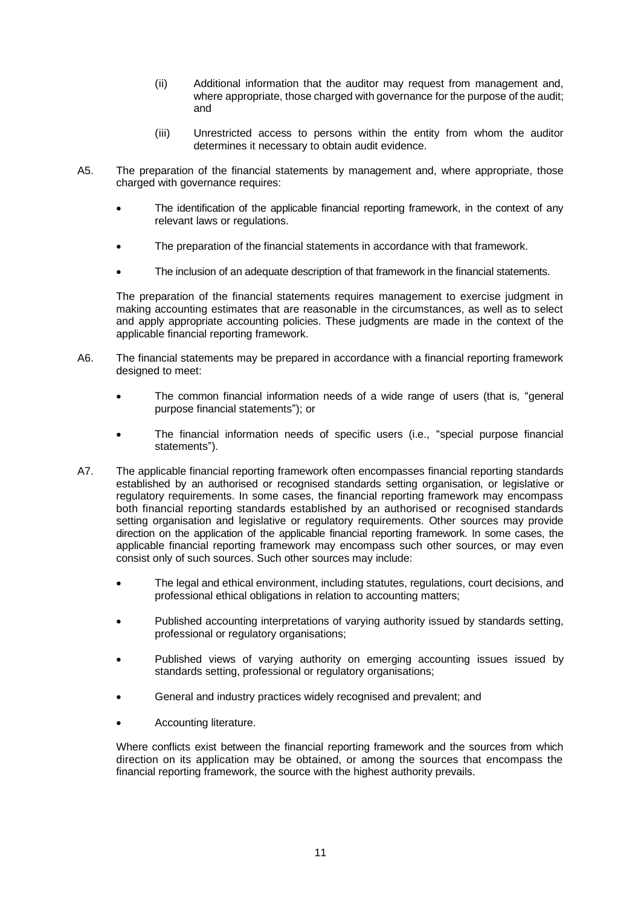(ii) Additional information that the auditor may request from management and, where appropriate, those charged with governance for the purpose of the audit; and

(iii) Unrestricted access to persons within the entity from whom the auditor determines it necessary to obtain audit evidence.

A5. The preparation of the financial statements by management and, where appropriate, those charged with governance requires:

- The identification of the applicable financial reporting framework, in the context of any relevant laws or regulations.
- The preparation of the financial statements in accordance with that framework.
- The inclusion of an adequate description of that framework in the financial statements.

The preparation of the financial statements requires management to exercise judgment in making accounting estimates that are reasonable in the circumstances, as well as to select and apply appropriate accounting policies. These judgments are made in the context of the applicable financial reporting framework.

A6. The financial statements may be prepared in accordance with a financial reporting framework designed to meet:

- The common financial information needs of a wide range of users (that is, "general purpose financial statements"); or
- The financial information needs of specific users (i.e., "special purpose financial statements").

A7. The applicable financial reporting framework often encompasses financial reporting standards established by an authorised or recognised standards setting organisation, or legislative or regulatory requirements. In some cases, the financial reporting framework may encompass both financial reporting standards established by an authorised or recognised standards setting organisation and legislative or regulatory requirements. Other sources may provide direction on the application of the applicable financial reporting framework. In some cases, the applicable financial reporting framework may encompass such other sources, or may even consist only of such sources. Such other sources may include:

- The legal and ethical environment, including statutes, regulations, court decisions, and professional ethical obligations in relation to accounting matters;
- Published accounting interpretations of varying authority issued by standards setting, professional or regulatory organisations;
- Published views of varying authority on emerging accounting issues issued by standards setting, professional or regulatory organisations;
- General and industry practices widely recognised and prevalent; and
- Accounting literature.

Where conflicts exist between the financial reporting framework and the sources from which direction on its application may be obtained, or among the sources that encompass the financial reporting framework, the source with the highest authority prevails.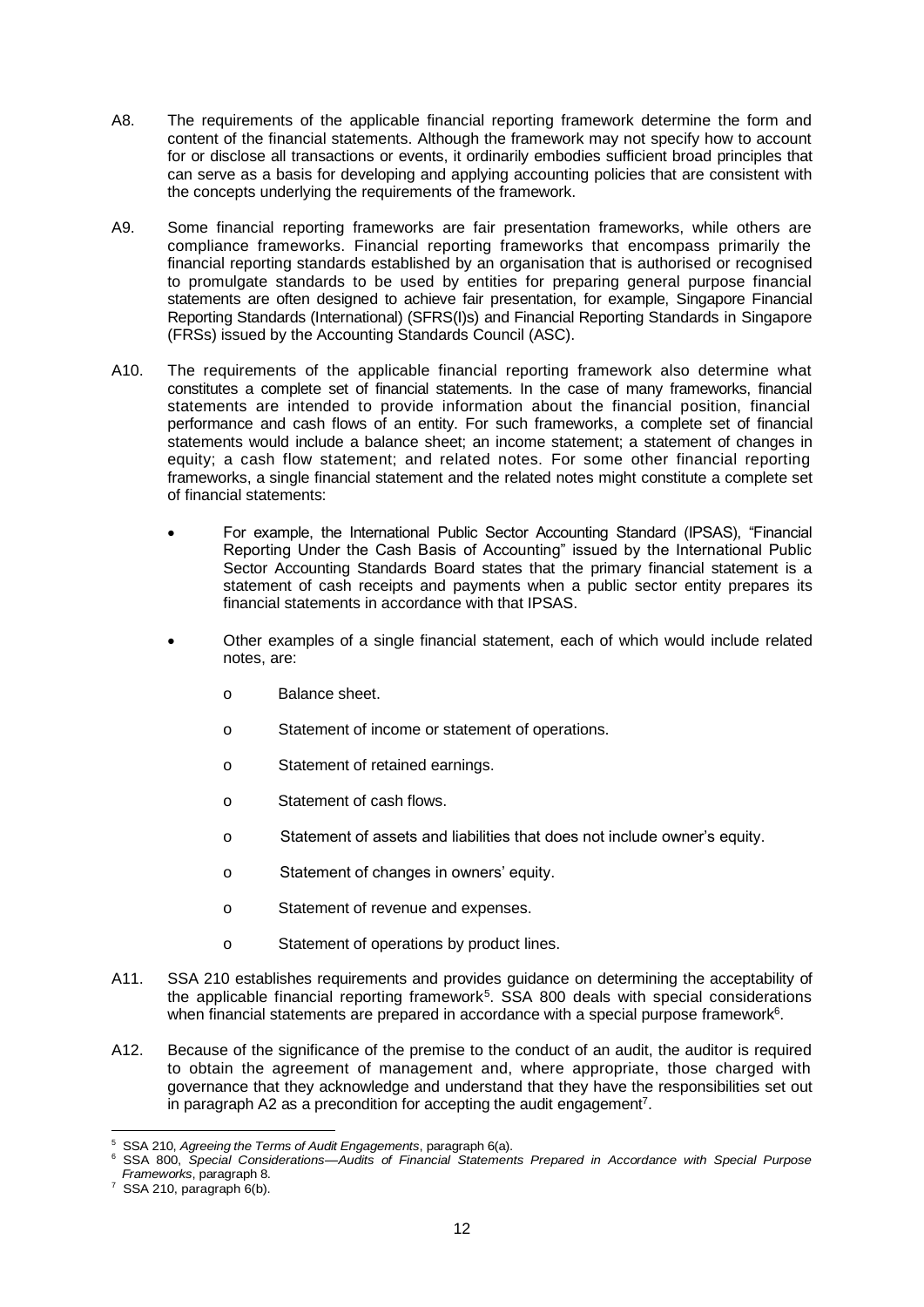A8. The requirements of the applicable financial reporting framework determine the form and content of the financial statements. Although the framework may not specify how to account for or disclose all transactions or events, it ordinarily embodies sufficient broad principles that can serve as a basis for developing and applying accounting policies that are consistent with the concepts underlying the requirements of the framework.

A9. Some financial reporting frameworks are fair presentation frameworks, while others are compliance frameworks. Financial reporting frameworks that encompass primarily the financial reporting standards established by an organisation that is authorised or recognised to promulgate standards to be used by entities for preparing general purpose financial statements are often designed to achieve fair presentation, for example, Singapore Financial Reporting Standards (International) (SFRS(I)s) and Financial Reporting Standards in Singapore (FRSs) issued by the Accounting Standards Council (ASC).

A10. The requirements of the applicable financial reporting framework also determine what constitutes a complete set of financial statements. In the case of many frameworks, financial statements are intended to provide information about the financial position, financial performance and cash flows of an entity. For such frameworks, a complete set of financial statements would include a balance sheet; an income statement; a statement of changes in equity; a cash flow statement; and related notes. For some other financial reporting frameworks, a single financial statement and the related notes might constitute a complete set of financial statements:

- For example, the International Public Sector Accounting Standard (IPSAS), "Financial Reporting Under the Cash Basis of Accounting" issued by the International Public Sector Accounting Standards Board states that the primary financial statement is a statement of cash receipts and payments when a public sector entity prepares its financial statements in accordance with that IPSAS.

- Other examples of a single financial statement, each of which would include related notes, are:
  - Balance sheet.
  - Statement of income or statement of operations.
  - Statement of retained earnings.
  - Statement of cash flows.
  - Statement of assets and liabilities that does not include owner's equity.
  - Statement of changes in owners' equity.
  - Statement of revenue and expenses.
  - Statement of operations by product lines.

A11. SSA 210 establishes requirements and provides guidance on determining the acceptability of the applicable financial reporting framework[5]. SSA 800 deals with special considerations when financial statements are prepared in accordance with a special purpose framework[6].

A12. Because of the significance of the premise to the conduct of an audit, the auditor is required to obtain the agreement of management and, where appropriate, those charged with governance that they acknowledge and understand that they have the responsibilities set out in paragraph A2 as a precondition for accepting the audit engagement[7].

---

[5] SSA 210, *Agreeing the Terms of Audit Engagements*, paragraph 6(a).

[6] SSA 800, *Special Considerations—Audits of Financial Statements Prepared in Accordance with Special Purpose Frameworks*, paragraph 8.

[7] SSA 210, paragraph 6(b).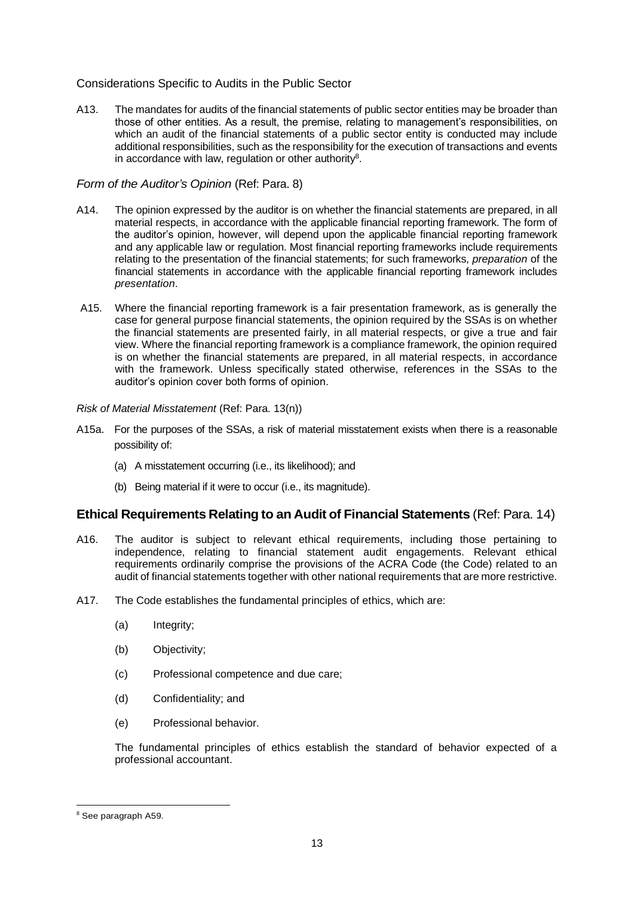Considerations Specific to Audits in the Public Sector

A13. The mandates for audits of the financial statements of public sector entities may be broader than those of other entities. As a result, the premise, relating to management's responsibilities, on which an audit of the financial statements of a public sector entity is conducted may include additional responsibilities, such as the responsibility for the execution of transactions and events in accordance with law, regulation or other authority[8].

*Form of the Auditor's Opinion* (Ref: Para. 8)

A14. The opinion expressed by the auditor is on whether the financial statements are prepared, in all material respects, in accordance with the applicable financial reporting framework. The form of the auditor's opinion, however, will depend upon the applicable financial reporting framework and any applicable law or regulation. Most financial reporting frameworks include requirements relating to the presentation of the financial statements; for such frameworks, *preparation* of the financial statements in accordance with the applicable financial reporting framework includes *presentation*.

A15. Where the financial reporting framework is a fair presentation framework, as is generally the case for general purpose financial statements, the opinion required by the SSAs is on whether the financial statements are presented fairly, in all material respects, or give a true and fair view. Where the financial reporting framework is a compliance framework, the opinion required is on whether the financial statements are prepared, in all material respects, in accordance with the framework. Unless specifically stated otherwise, references in the SSAs to the auditor's opinion cover both forms of opinion.

*Risk of Material Misstatement* (Ref: Para. 13(n))

A15a. For the purposes of the SSAs, a risk of material misstatement exists when there is a reasonable possibility of:

(a) A misstatement occurring (i.e., its likelihood); and

(b) Being material if it were to occur (i.e., its magnitude).

## Ethical Requirements Relating to an Audit of Financial Statements (Ref: Para. 14)

A16. The auditor is subject to relevant ethical requirements, including those pertaining to independence, relating to financial statement audit engagements. Relevant ethical requirements ordinarily comprise the provisions of the ACRA Code (the Code) related to an audit of financial statements together with other national requirements that are more restrictive.

A17. The Code establishes the fundamental principles of ethics, which are:

(a) Integrity;

(b) Objectivity;

(c) Professional competence and due care;

(d) Confidentiality; and

(e) Professional behavior.

The fundamental principles of ethics establish the standard of behavior expected of a professional accountant.

[8] See paragraph A59.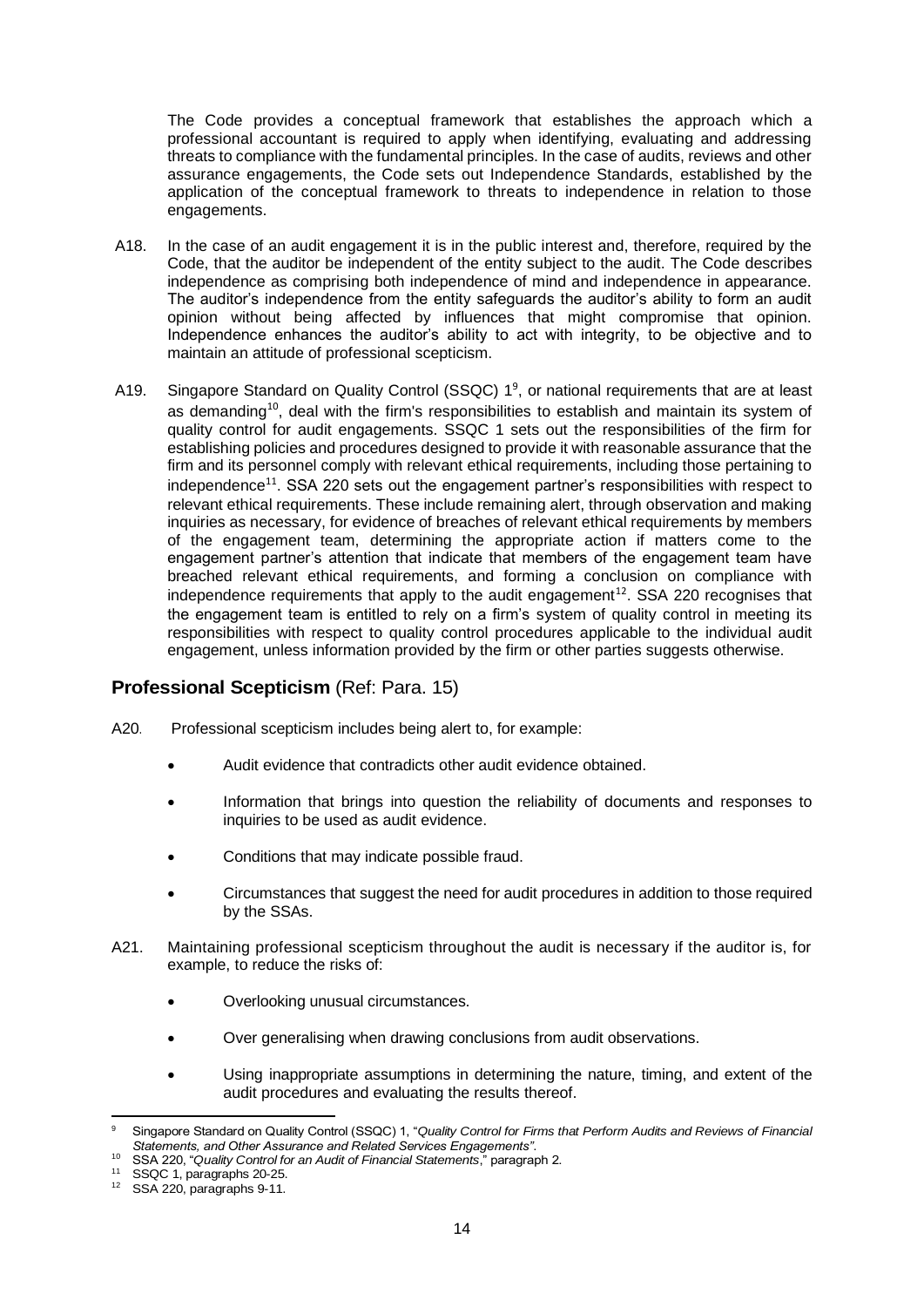The Code provides a conceptual framework that establishes the approach which a professional accountant is required to apply when identifying, evaluating and addressing threats to compliance with the fundamental principles. In the case of audits, reviews and other assurance engagements, the Code sets out Independence Standards, established by the application of the conceptual framework to threats to independence in relation to those engagements.

A18. In the case of an audit engagement it is in the public interest and, therefore, required by the Code, that the auditor be independent of the entity subject to the audit. The Code describes independence as comprising both independence of mind and independence in appearance. The auditor's independence from the entity safeguards the auditor's ability to form an audit opinion without being affected by influences that might compromise that opinion. Independence enhances the auditor's ability to act with integrity, to be objective and to maintain an attitude of professional scepticism.

A19. Singapore Standard on Quality Control (SSQC) 1[9], or national requirements that are at least as demanding[10], deal with the firm's responsibilities to establish and maintain its system of quality control for audit engagements. SSQC 1 sets out the responsibilities of the firm for establishing policies and procedures designed to provide it with reasonable assurance that the firm and its personnel comply with relevant ethical requirements, including those pertaining to independence[11]. SSA 220 sets out the engagement partner's responsibilities with respect to relevant ethical requirements. These include remaining alert, through observation and making inquiries as necessary, for evidence of breaches of relevant ethical requirements by members of the engagement team, determining the appropriate action if matters come to the engagement partner's attention that indicate that members of the engagement team have breached relevant ethical requirements, and forming a conclusion on compliance with independence requirements that apply to the audit engagement[12]. SSA 220 recognises that the engagement team is entitled to rely on a firm's system of quality control in meeting its responsibilities with respect to quality control procedures applicable to the individual audit engagement, unless information provided by the firm or other parties suggests otherwise.

## Professional Scepticism (Ref: Para. 15)

A20. Professional scepticism includes being alert to, for example:

- Audit evidence that contradicts other audit evidence obtained.
- Information that brings into question the reliability of documents and responses to inquiries to be used as audit evidence.
- Conditions that may indicate possible fraud.
- Circumstances that suggest the need for audit procedures in addition to those required by the SSAs.

A21. Maintaining professional scepticism throughout the audit is necessary if the auditor is, for example, to reduce the risks of:

- Overlooking unusual circumstances.
- Over generalising when drawing conclusions from audit observations.
- Using inappropriate assumptions in determining the nature, timing, and extent of the audit procedures and evaluating the results thereof.

---

[9] Singapore Standard on Quality Control (SSQC) 1, "*Quality Control for Firms that Perform Audits and Reviews of Financial Statements, and Other Assurance and Related Services Engagements*".

[10] SSA 220, "*Quality Control for an Audit of Financial Statements*," paragraph 2.

[11] SSQC 1, paragraphs 20-25.

[12] SSA 220, paragraphs 9-11.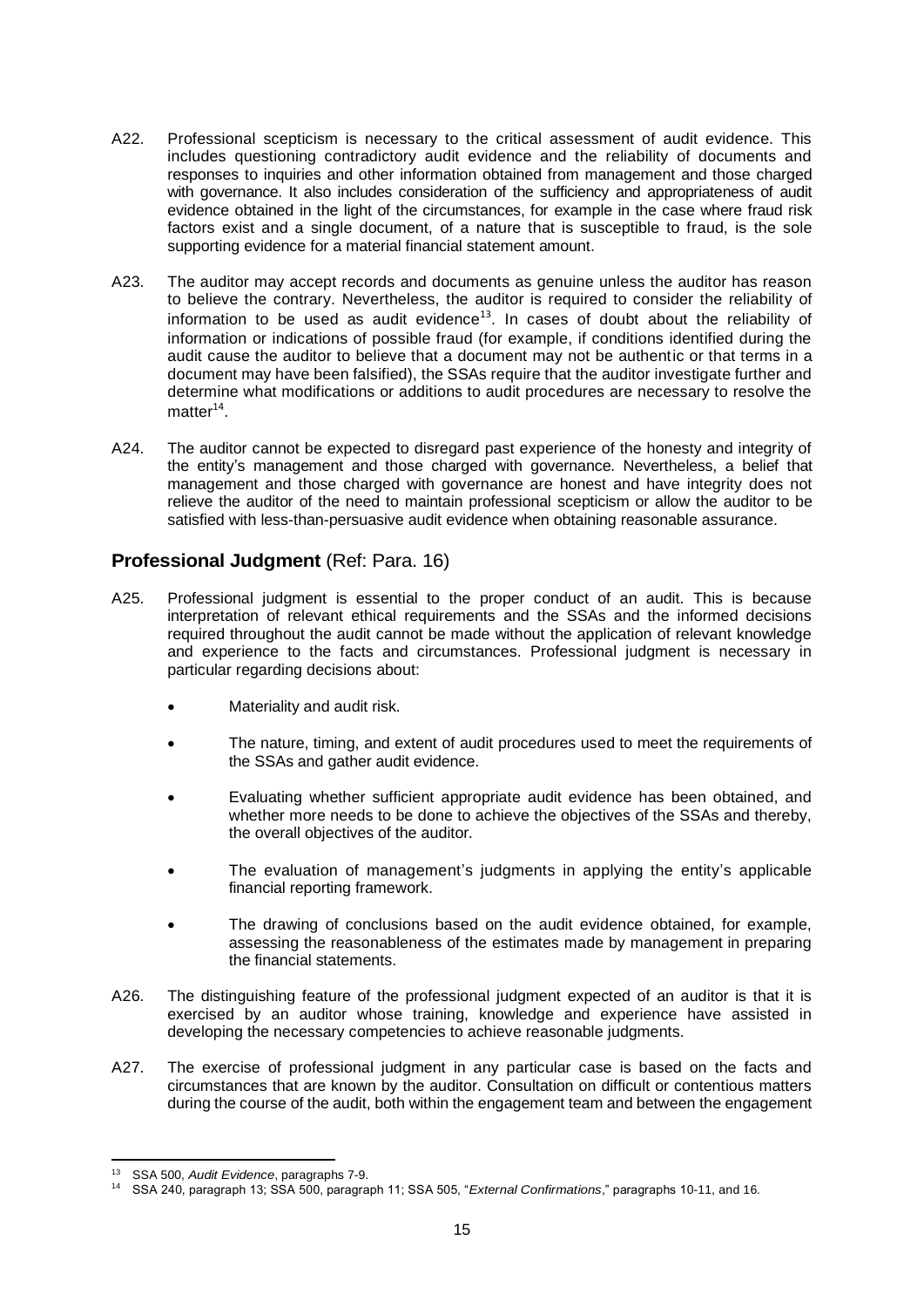A22. Professional scepticism is necessary to the critical assessment of audit evidence. This includes questioning contradictory audit evidence and the reliability of documents and responses to inquiries and other information obtained from management and those charged with governance. It also includes consideration of the sufficiency and appropriateness of audit evidence obtained in the light of the circumstances, for example in the case where fraud risk factors exist and a single document, of a nature that is susceptible to fraud, is the sole supporting evidence for a material financial statement amount.

A23. The auditor may accept records and documents as genuine unless the auditor has reason to believe the contrary. Nevertheless, the auditor is required to consider the reliability of information to be used as audit evidence[13]. In cases of doubt about the reliability of information or indications of possible fraud (for example, if conditions identified during the audit cause the auditor to believe that a document may not be authentic or that terms in a document may have been falsified), the SSAs require that the auditor investigate further and determine what modifications or additions to audit procedures are necessary to resolve the matter[14].

A24. The auditor cannot be expected to disregard past experience of the honesty and integrity of the entity's management and those charged with governance. Nevertheless, a belief that management and those charged with governance are honest and have integrity does not relieve the auditor of the need to maintain professional scepticism or allow the auditor to be satisfied with less-than-persuasive audit evidence when obtaining reasonable assurance.

## Professional Judgment (Ref: Para. 16)

A25. Professional judgment is essential to the proper conduct of an audit. This is because interpretation of relevant ethical requirements and the SSAs and the informed decisions required throughout the audit cannot be made without the application of relevant knowledge and experience to the facts and circumstances. Professional judgment is necessary in particular regarding decisions about:

- Materiality and audit risk.
- The nature, timing, and extent of audit procedures used to meet the requirements of the SSAs and gather audit evidence.
- Evaluating whether sufficient appropriate audit evidence has been obtained, and whether more needs to be done to achieve the objectives of the SSAs and thereby, the overall objectives of the auditor.
- The evaluation of management's judgments in applying the entity's applicable financial reporting framework.
- The drawing of conclusions based on the audit evidence obtained, for example, assessing the reasonableness of the estimates made by management in preparing the financial statements.

A26. The distinguishing feature of the professional judgment expected of an auditor is that it is exercised by an auditor whose training, knowledge and experience have assisted in developing the necessary competencies to achieve reasonable judgments.

A27. The exercise of professional judgment in any particular case is based on the facts and circumstances that are known by the auditor. Consultation on difficult or contentious matters during the course of the audit, both within the engagement team and between the engagement

---

[13] SSA 500, *Audit Evidence*, paragraphs 7-9.

[14] SSA 240, paragraph 13; SSA 500, paragraph 11; SSA 505, "*External Confirmations*," paragraphs 10-11, and 16.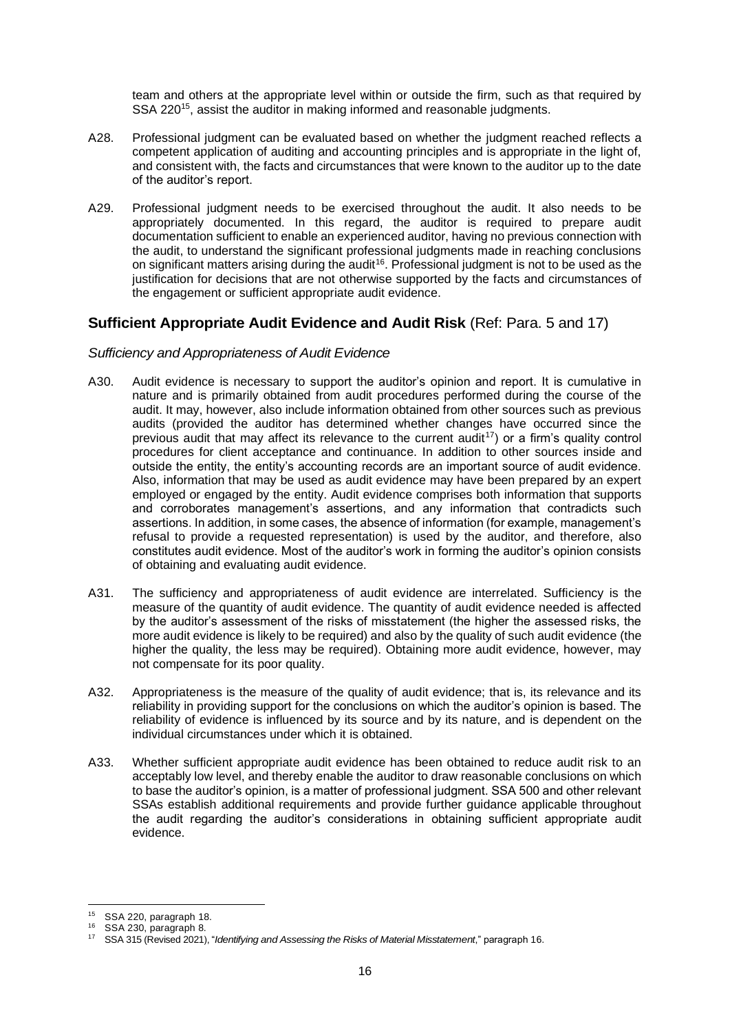team and others at the appropriate level within or outside the firm, such as that required by SSA 220[15], assist the auditor in making informed and reasonable judgments.

A28. Professional judgment can be evaluated based on whether the judgment reached reflects a competent application of auditing and accounting principles and is appropriate in the light of, and consistent with, the facts and circumstances that were known to the auditor up to the date of the auditor's report.

A29. Professional judgment needs to be exercised throughout the audit. It also needs to be appropriately documented. In this regard, the auditor is required to prepare audit documentation sufficient to enable an experienced auditor, having no previous connection with the audit, to understand the significant professional judgments made in reaching conclusions on significant matters arising during the audit[16]. Professional judgment is not to be used as the justification for decisions that are not otherwise supported by the facts and circumstances of the engagement or sufficient appropriate audit evidence.

## **Sufficient Appropriate Audit Evidence and Audit Risk** (Ref: Para. 5 and 17)

*Sufficiency and Appropriateness of Audit Evidence*

A30. Audit evidence is necessary to support the auditor's opinion and report. It is cumulative in nature and is primarily obtained from audit procedures performed during the course of the audit. It may, however, also include information obtained from other sources such as previous audits (provided the auditor has determined whether changes have occurred since the previous audit that may affect its relevance to the current audit[17]) or a firm's quality control procedures for client acceptance and continuance. In addition to other sources inside and outside the entity, the entity's accounting records are an important source of audit evidence. Also, information that may be used as audit evidence may have been prepared by an expert employed or engaged by the entity. Audit evidence comprises both information that supports and corroborates management's assertions, and any information that contradicts such assertions. In addition, in some cases, the absence of information (for example, management's refusal to provide a requested representation) is used by the auditor, and therefore, also constitutes audit evidence. Most of the auditor's work in forming the auditor's opinion consists of obtaining and evaluating audit evidence.

A31. The sufficiency and appropriateness of audit evidence are interrelated. Sufficiency is the measure of the quantity of audit evidence. The quantity of audit evidence needed is affected by the auditor's assessment of the risks of misstatement (the higher the assessed risks, the more audit evidence is likely to be required) and also by the quality of such audit evidence (the higher the quality, the less may be required). Obtaining more audit evidence, however, may not compensate for its poor quality.

A32. Appropriateness is the measure of the quality of audit evidence; that is, its relevance and its reliability in providing support for the conclusions on which the auditor's opinion is based. The reliability of evidence is influenced by its source and by its nature, and is dependent on the individual circumstances under which it is obtained.

A33. Whether sufficient appropriate audit evidence has been obtained to reduce audit risk to an acceptably low level, and thereby enable the auditor to draw reasonable conclusions on which to base the auditor's opinion, is a matter of professional judgment. SSA 500 and other relevant SSAs establish additional requirements and provide further guidance applicable throughout the audit regarding the auditor's considerations in obtaining sufficient appropriate audit evidence.

---

[15] SSA 220, paragraph 18.

[16] SSA 230, paragraph 8.

[17] SSA 315 (Revised 2021), "*Identifying and Assessing the Risks of Material Misstatement*," paragraph 16.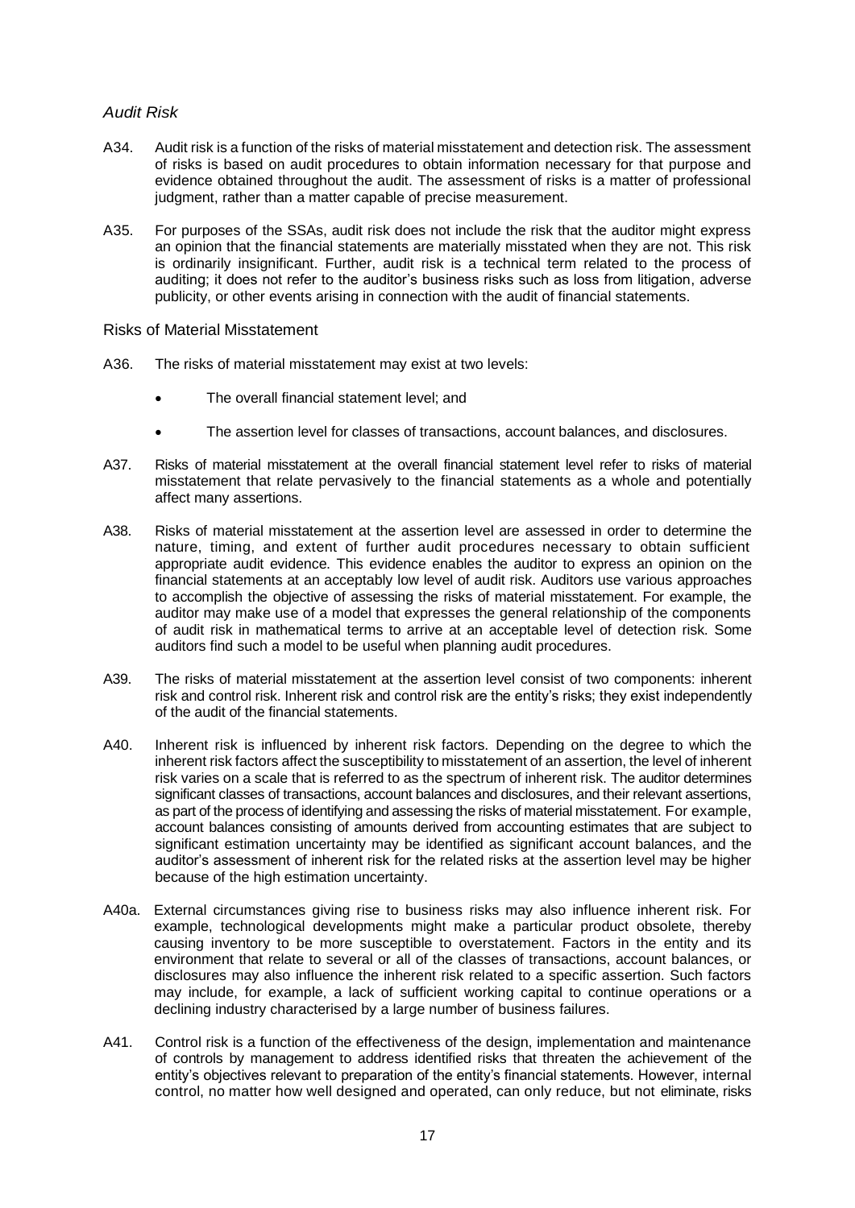### *Audit Risk*

A34. Audit risk is a function of the risks of material misstatement and detection risk. The assessment of risks is based on audit procedures to obtain information necessary for that purpose and evidence obtained throughout the audit. The assessment of risks is a matter of professional judgment, rather than a matter capable of precise measurement.

A35. For purposes of the SSAs, audit risk does not include the risk that the auditor might express an opinion that the financial statements are materially misstated when they are not. This risk is ordinarily insignificant. Further, audit risk is a technical term related to the process of auditing; it does not refer to the auditor's business risks such as loss from litigation, adverse publicity, or other events arising in connection with the audit of financial statements.

#### Risks of Material Misstatement

A36. The risks of material misstatement may exist at two levels:

- The overall financial statement level; and
- The assertion level for classes of transactions, account balances, and disclosures.

A37. Risks of material misstatement at the overall financial statement level refer to risks of material misstatement that relate pervasively to the financial statements as a whole and potentially affect many assertions.

A38. Risks of material misstatement at the assertion level are assessed in order to determine the nature, timing, and extent of further audit procedures necessary to obtain sufficient appropriate audit evidence. This evidence enables the auditor to express an opinion on the financial statements at an acceptably low level of audit risk. Auditors use various approaches to accomplish the objective of assessing the risks of material misstatement. For example, the auditor may make use of a model that expresses the general relationship of the components of audit risk in mathematical terms to arrive at an acceptable level of detection risk. Some auditors find such a model to be useful when planning audit procedures.

A39. The risks of material misstatement at the assertion level consist of two components: inherent risk and control risk. Inherent risk and control risk are the entity's risks; they exist independently of the audit of the financial statements.

A40. Inherent risk is influenced by inherent risk factors. Depending on the degree to which the inherent risk factors affect the susceptibility to misstatement of an assertion, the level of inherent risk varies on a scale that is referred to as the spectrum of inherent risk. The auditor determines significant classes of transactions, account balances and disclosures, and their relevant assertions, as part of the process of identifying and assessing the risks of material misstatement. For example, account balances consisting of amounts derived from accounting estimates that are subject to significant estimation uncertainty may be identified as significant account balances, and the auditor's assessment of inherent risk for the related risks at the assertion level may be higher because of the high estimation uncertainty.

A40a. External circumstances giving rise to business risks may also influence inherent risk. For example, technological developments might make a particular product obsolete, thereby causing inventory to be more susceptible to overstatement. Factors in the entity and its environment that relate to several or all of the classes of transactions, account balances, or disclosures may also influence the inherent risk related to a specific assertion. Such factors may include, for example, a lack of sufficient working capital to continue operations or a declining industry characterised by a large number of business failures.

A41. Control risk is a function of the effectiveness of the design, implementation and maintenance of controls by management to address identified risks that threaten the achievement of the entity's objectives relevant to preparation of the entity's financial statements. However, internal control, no matter how well designed and operated, can only reduce, but not eliminate, risks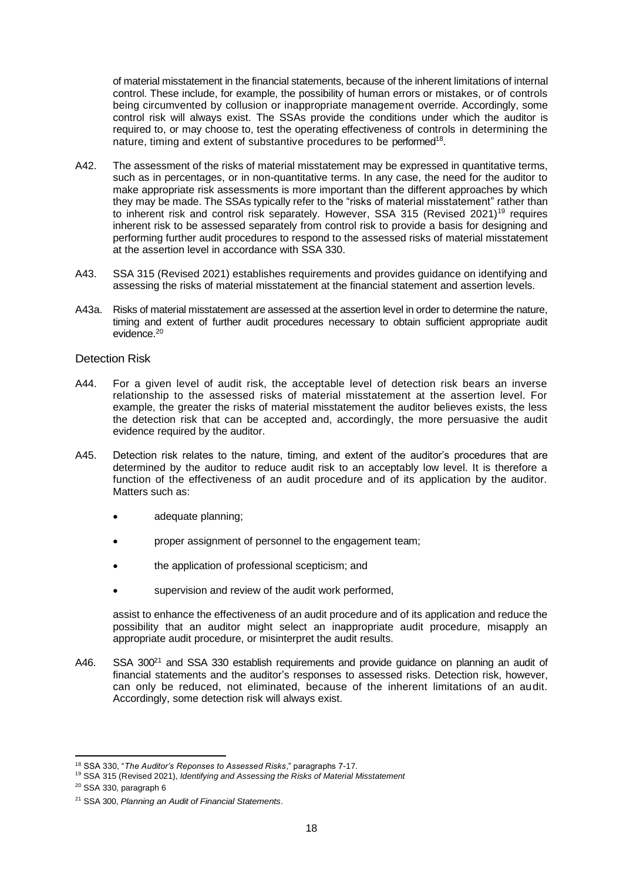of material misstatement in the financial statements, because of the inherent limitations of internal control. These include, for example, the possibility of human errors or mistakes, or of controls being circumvented by collusion or inappropriate management override. Accordingly, some control risk will always exist. The SSAs provide the conditions under which the auditor is required to, or may choose to, test the operating effectiveness of controls in determining the nature, timing and extent of substantive procedures to be performed[18].

A42. The assessment of the risks of material misstatement may be expressed in quantitative terms, such as in percentages, or in non-quantitative terms. In any case, the need for the auditor to make appropriate risk assessments is more important than the different approaches by which they may be made. The SSAs typically refer to the "risks of material misstatement" rather than to inherent risk and control risk separately. However, SSA 315 (Revised 2021)[19] requires inherent risk to be assessed separately from control risk to provide a basis for designing and performing further audit procedures to respond to the assessed risks of material misstatement at the assertion level in accordance with SSA 330.

A43. SSA 315 (Revised 2021) establishes requirements and provides guidance on identifying and assessing the risks of material misstatement at the financial statement and assertion levels.

A43a. Risks of material misstatement are assessed at the assertion level in order to determine the nature, timing and extent of further audit procedures necessary to obtain sufficient appropriate audit evidence.[20]

### Detection Risk

A44. For a given level of audit risk, the acceptable level of detection risk bears an inverse relationship to the assessed risks of material misstatement at the assertion level. For example, the greater the risks of material misstatement the auditor believes exists, the less the detection risk that can be accepted and, accordingly, the more persuasive the audit evidence required by the auditor.

A45. Detection risk relates to the nature, timing, and extent of the auditor's procedures that are determined by the auditor to reduce audit risk to an acceptably low level. It is therefore a function of the effectiveness of an audit procedure and of its application by the auditor. Matters such as:

- adequate planning;
- proper assignment of personnel to the engagement team;
- the application of professional scepticism; and
- supervision and review of the audit work performed,

assist to enhance the effectiveness of an audit procedure and of its application and reduce the possibility that an auditor might select an inappropriate audit procedure, misapply an appropriate audit procedure, or misinterpret the audit results.

A46. SSA 300[21] and SSA 330 establish requirements and provide guidance on planning an audit of financial statements and the auditor's responses to assessed risks. Detection risk, however, can only be reduced, not eliminated, because of the inherent limitations of an audit. Accordingly, some detection risk will always exist.

---

[18] SSA 330, "*The Auditor's Reponses to Assessed Risks*," paragraphs 7-17.

[19] SSA 315 (Revised 2021), *Identifying and Assessing the Risks of Material Misstatement*

[20] SSA 330, paragraph 6

[21] SSA 300, *Planning an Audit of Financial Statements*.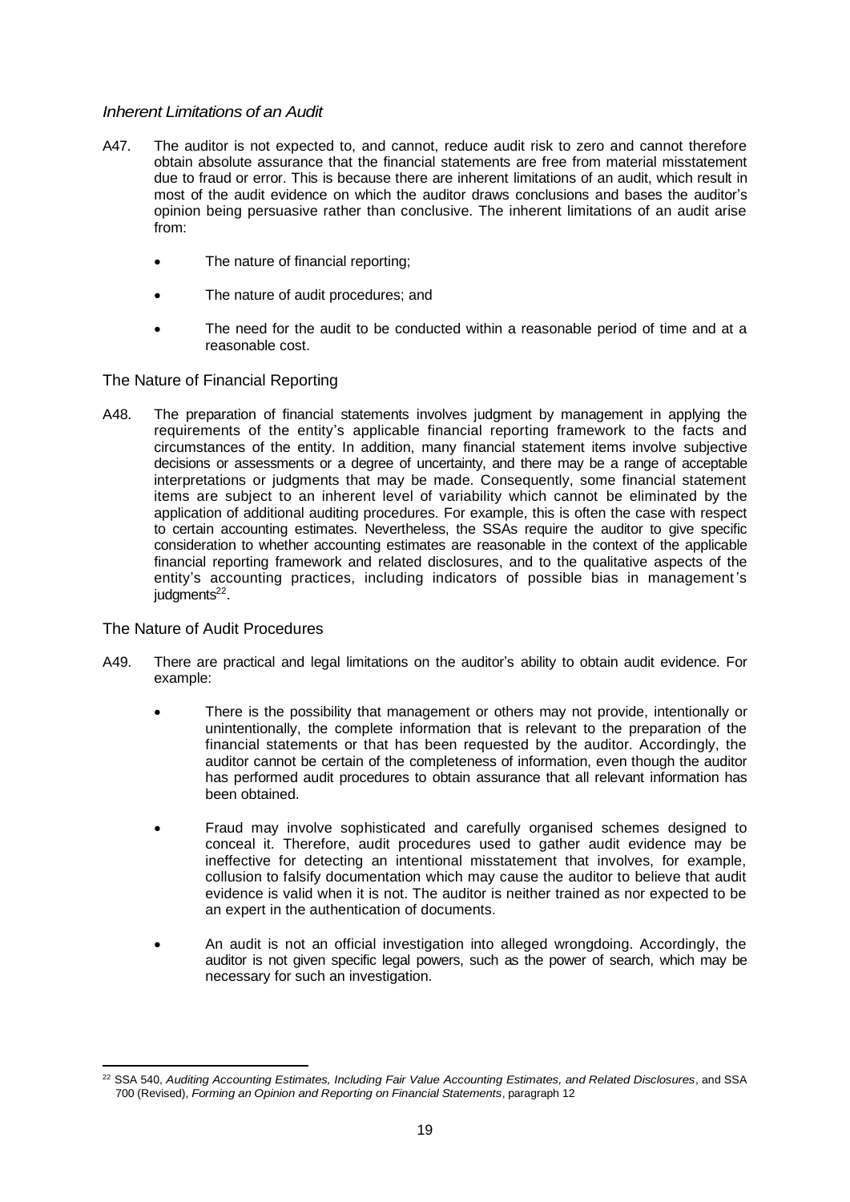### *Inherent Limitations of an Audit*

A47. The auditor is not expected to, and cannot, reduce audit risk to zero and cannot therefore obtain absolute assurance that the financial statements are free from material misstatement due to fraud or error. This is because there are inherent limitations of an audit, which result in most of the audit evidence on which the auditor draws conclusions and bases the auditor's opinion being persuasive rather than conclusive. The inherent limitations of an audit arise from:

- The nature of financial reporting;
- The nature of audit procedures; and
- The need for the audit to be conducted within a reasonable period of time and at a reasonable cost.

#### The Nature of Financial Reporting

A48. The preparation of financial statements involves judgment by management in applying the requirements of the entity's applicable financial reporting framework to the facts and circumstances of the entity. In addition, many financial statement items involve subjective decisions or assessments or a degree of uncertainty, and there may be a range of acceptable interpretations or judgments that may be made. Consequently, some financial statement items are subject to an inherent level of variability which cannot be eliminated by the application of additional auditing procedures. For example, this is often the case with respect to certain accounting estimates. Nevertheless, the SSAs require the auditor to give specific consideration to whether accounting estimates are reasonable in the context of the applicable financial reporting framework and related disclosures, and to the qualitative aspects of the entity's accounting practices, including indicators of possible bias in management's judgments[22].

#### The Nature of Audit Procedures

A49. There are practical and legal limitations on the auditor's ability to obtain audit evidence. For example:

- There is the possibility that management or others may not provide, intentionally or unintentionally, the complete information that is relevant to the preparation of the financial statements or that has been requested by the auditor. Accordingly, the auditor cannot be certain of the completeness of information, even though the auditor has performed audit procedures to obtain assurance that all relevant information has been obtained.
- Fraud may involve sophisticated and carefully organised schemes designed to conceal it. Therefore, audit procedures used to gather audit evidence may be ineffective for detecting an intentional misstatement that involves, for example, collusion to falsify documentation which may cause the auditor to believe that audit evidence is valid when it is not. The auditor is neither trained as nor expected to be an expert in the authentication of documents.
- An audit is not an official investigation into alleged wrongdoing. Accordingly, the auditor is not given specific legal powers, such as the power of search, which may be necessary for such an investigation.

---

[22] SSA 540, *Auditing Accounting Estimates, Including Fair Value Accounting Estimates, and Related Disclosures*, and SSA 700 (Revised), *Forming an Opinion and Reporting on Financial Statements*, paragraph 12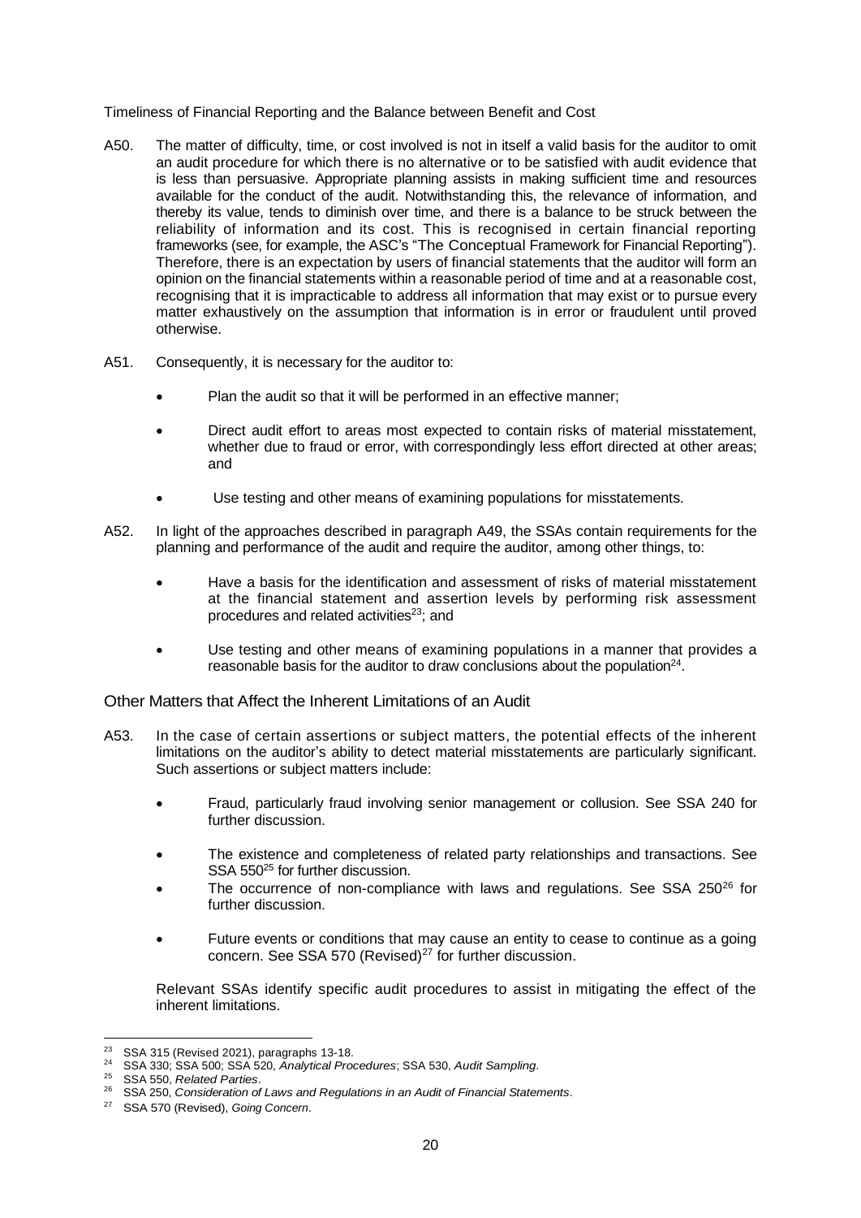Timeliness of Financial Reporting and the Balance between Benefit and Cost

A50. The matter of difficulty, time, or cost involved is not in itself a valid basis for the auditor to omit an audit procedure for which there is no alternative or to be satisfied with audit evidence that is less than persuasive. Appropriate planning assists in making sufficient time and resources available for the conduct of the audit. Notwithstanding this, the relevance of information, and thereby its value, tends to diminish over time, and there is a balance to be struck between the reliability of information and its cost. This is recognised in certain financial reporting frameworks (see, for example, the ASC's "The Conceptual Framework for Financial Reporting"). Therefore, there is an expectation by users of financial statements that the auditor will form an opinion on the financial statements within a reasonable period of time and at a reasonable cost, recognising that it is impracticable to address all information that may exist or to pursue every matter exhaustively on the assumption that information is in error or fraudulent until proved otherwise.

A51. Consequently, it is necessary for the auditor to:

- Plan the audit so that it will be performed in an effective manner;
- Direct audit effort to areas most expected to contain risks of material misstatement, whether due to fraud or error, with correspondingly less effort directed at other areas; and
- Use testing and other means of examining populations for misstatements.

A52. In light of the approaches described in paragraph A49, the SSAs contain requirements for the planning and performance of the audit and require the auditor, among other things, to:

- Have a basis for the identification and assessment of risks of material misstatement at the financial statement and assertion levels by performing risk assessment procedures and related activities[23]; and
- Use testing and other means of examining populations in a manner that provides a reasonable basis for the auditor to draw conclusions about the population[24].

## Other Matters that Affect the Inherent Limitations of an Audit

A53. In the case of certain assertions or subject matters, the potential effects of the inherent limitations on the auditor's ability to detect material misstatements are particularly significant. Such assertions or subject matters include:

- Fraud, particularly fraud involving senior management or collusion. See SSA 240 for further discussion.
- The existence and completeness of related party relationships and transactions. See SSA 550[25] for further discussion.
- The occurrence of non-compliance with laws and regulations. See SSA 250[26] for further discussion.
- Future events or conditions that may cause an entity to cease to continue as a going concern. See SSA 570 (Revised)[27] for further discussion.

Relevant SSAs identify specific audit procedures to assist in mitigating the effect of the inherent limitations.

---

[23] SSA 315 (Revised 2021), paragraphs 13-18.

[24] SSA 330; SSA 500; SSA 520, *Analytical Procedures*; SSA 530, *Audit Sampling*.

[25] SSA 550, *Related Parties*.

[26] SSA 250, *Consideration of Laws and Regulations in an Audit of Financial Statements*.

[27] SSA 570 (Revised), *Going Concern*.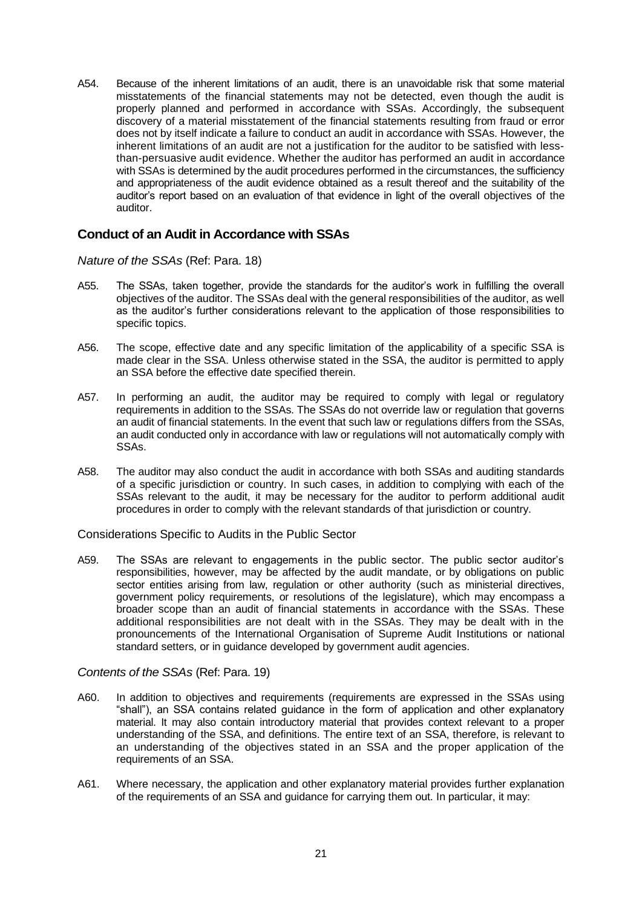A54. Because of the inherent limitations of an audit, there is an unavoidable risk that some material misstatements of the financial statements may not be detected, even though the audit is properly planned and performed in accordance with SSAs. Accordingly, the subsequent discovery of a material misstatement of the financial statements resulting from fraud or error does not by itself indicate a failure to conduct an audit in accordance with SSAs. However, the inherent limitations of an audit are not a justification for the auditor to be satisfied with less-than-persuasive audit evidence. Whether the auditor has performed an audit in accordance with SSAs is determined by the audit procedures performed in the circumstances, the sufficiency and appropriateness of the audit evidence obtained as a result thereof and the suitability of the auditor's report based on an evaluation of that evidence in light of the overall objectives of the auditor.

## Conduct of an Audit in Accordance with SSAs

*Nature of the SSAs* (Ref: Para. 18)

A55. The SSAs, taken together, provide the standards for the auditor's work in fulfilling the overall objectives of the auditor. The SSAs deal with the general responsibilities of the auditor, as well as the auditor's further considerations relevant to the application of those responsibilities to specific topics.

A56. The scope, effective date and any specific limitation of the applicability of a specific SSA is made clear in the SSA. Unless otherwise stated in the SSA, the auditor is permitted to apply an SSA before the effective date specified therein.

A57. In performing an audit, the auditor may be required to comply with legal or regulatory requirements in addition to the SSAs. The SSAs do not override law or regulation that governs an audit of financial statements. In the event that such law or regulations differs from the SSAs, an audit conducted only in accordance with law or regulations will not automatically comply with SSAs.

A58. The auditor may also conduct the audit in accordance with both SSAs and auditing standards of a specific jurisdiction or country. In such cases, in addition to complying with each of the SSAs relevant to the audit, it may be necessary for the auditor to perform additional audit procedures in order to comply with the relevant standards of that jurisdiction or country.

Considerations Specific to Audits in the Public Sector

A59. The SSAs are relevant to engagements in the public sector. The public sector auditor's responsibilities, however, may be affected by the audit mandate, or by obligations on public sector entities arising from law, regulation or other authority (such as ministerial directives, government policy requirements, or resolutions of the legislature), which may encompass a broader scope than an audit of financial statements in accordance with the SSAs. These additional responsibilities are not dealt with in the SSAs. They may be dealt with in the pronouncements of the International Organisation of Supreme Audit Institutions or national standard setters, or in guidance developed by government audit agencies.

*Contents of the SSAs* (Ref: Para. 19)

A60. In addition to objectives and requirements (requirements are expressed in the SSAs using "shall"), an SSA contains related guidance in the form of application and other explanatory material. It may also contain introductory material that provides context relevant to a proper understanding of the SSA, and definitions. The entire text of an SSA, therefore, is relevant to an understanding of the objectives stated in an SSA and the proper application of the requirements of an SSA.

A61. Where necessary, the application and other explanatory material provides further explanation of the requirements of an SSA and guidance for carrying them out. In particular, it may: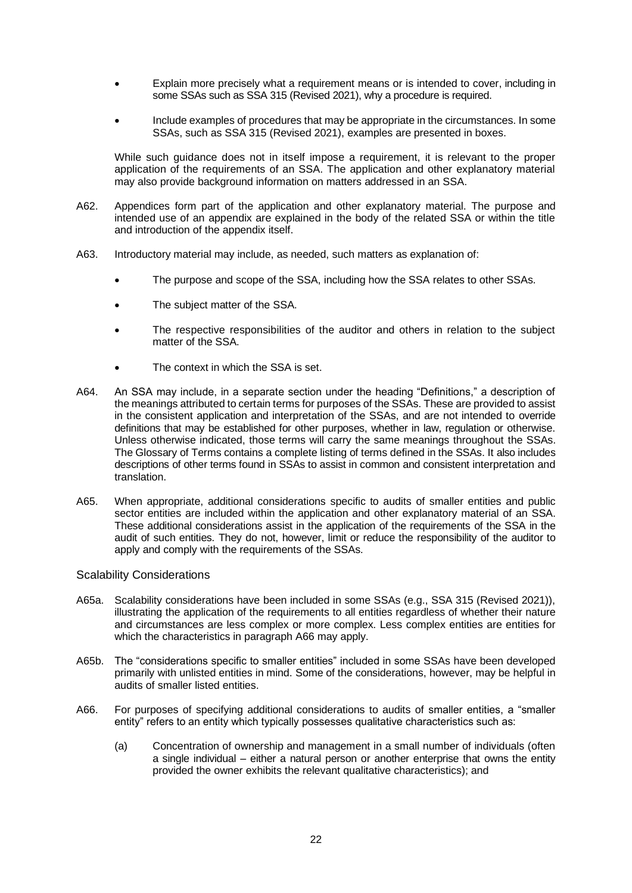- Explain more precisely what a requirement means or is intended to cover, including in some SSAs such as SSA 315 (Revised 2021), why a procedure is required.

- Include examples of procedures that may be appropriate in the circumstances. In some SSAs, such as SSA 315 (Revised 2021), examples are presented in boxes.

While such guidance does not in itself impose a requirement, it is relevant to the proper application of the requirements of an SSA. The application and other explanatory material may also provide background information on matters addressed in an SSA.

A62. Appendices form part of the application and other explanatory material. The purpose and intended use of an appendix are explained in the body of the related SSA or within the title and introduction of the appendix itself.

A63. Introductory material may include, as needed, such matters as explanation of:

- The purpose and scope of the SSA, including how the SSA relates to other SSAs.

- The subject matter of the SSA.

- The respective responsibilities of the auditor and others in relation to the subject matter of the SSA.

- The context in which the SSA is set.

A64. An SSA may include, in a separate section under the heading "Definitions," a description of the meanings attributed to certain terms for purposes of the SSAs. These are provided to assist in the consistent application and interpretation of the SSAs, and are not intended to override definitions that may be established for other purposes, whether in law, regulation or otherwise. Unless otherwise indicated, those terms will carry the same meanings throughout the SSAs. The Glossary of Terms contains a complete listing of terms defined in the SSAs. It also includes descriptions of other terms found in SSAs to assist in common and consistent interpretation and translation.

A65. When appropriate, additional considerations specific to audits of smaller entities and public sector entities are included within the application and other explanatory material of an SSA. These additional considerations assist in the application of the requirements of the SSA in the audit of such entities. They do not, however, limit or reduce the responsibility of the auditor to apply and comply with the requirements of the SSAs.

### Scalability Considerations

A65a. Scalability considerations have been included in some SSAs (e.g., SSA 315 (Revised 2021)), illustrating the application of the requirements to all entities regardless of whether their nature and circumstances are less complex or more complex. Less complex entities are entities for which the characteristics in paragraph A66 may apply.

A65b. The "considerations specific to smaller entities" included in some SSAs have been developed primarily with unlisted entities in mind. Some of the considerations, however, may be helpful in audits of smaller listed entities.

A66. For purposes of specifying additional considerations to audits of smaller entities, a "smaller entity" refers to an entity which typically possesses qualitative characteristics such as:

(a) Concentration of ownership and management in a small number of individuals (often a single individual – either a natural person or another enterprise that owns the entity provided the owner exhibits the relevant qualitative characteristics); and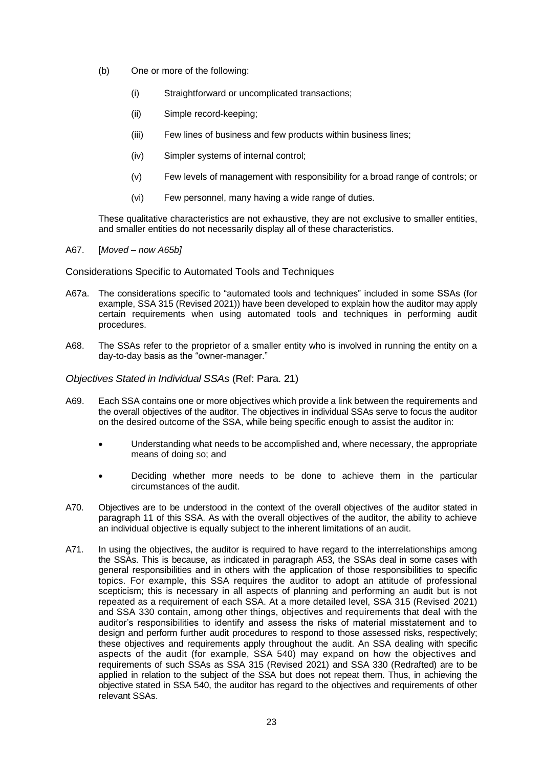(b) One or more of the following:

  (i) Straightforward or uncomplicated transactions;

  (ii) Simple record-keeping;

  (iii) Few lines of business and few products within business lines;

  (iv) Simpler systems of internal control;

  (v) Few levels of management with responsibility for a broad range of controls; or

  (vi) Few personnel, many having a wide range of duties.

These qualitative characteristics are not exhaustive, they are not exclusive to smaller entities, and smaller entities do not necessarily display all of these characteristics.

A67. [*Moved – now A65b]*

Considerations Specific to Automated Tools and Techniques

A67a. The considerations specific to "automated tools and techniques" included in some SSAs (for example, SSA 315 (Revised 2021)) have been developed to explain how the auditor may apply certain requirements when using automated tools and techniques in performing audit procedures.

A68. The SSAs refer to the proprietor of a smaller entity who is involved in running the entity on a day-to-day basis as the "owner-manager."

*Objectives Stated in Individual SSAs* (Ref: Para. 21)

A69. Each SSA contains one or more objectives which provide a link between the requirements and the overall objectives of the auditor. The objectives in individual SSAs serve to focus the auditor on the desired outcome of the SSA, while being specific enough to assist the auditor in:

- Understanding what needs to be accomplished and, where necessary, the appropriate means of doing so; and
- Deciding whether more needs to be done to achieve them in the particular circumstances of the audit.

A70. Objectives are to be understood in the context of the overall objectives of the auditor stated in paragraph 11 of this SSA. As with the overall objectives of the auditor, the ability to achieve an individual objective is equally subject to the inherent limitations of an audit.

A71. In using the objectives, the auditor is required to have regard to the interrelationships among the SSAs. This is because, as indicated in paragraph A53, the SSAs deal in some cases with general responsibilities and in others with the application of those responsibilities to specific topics. For example, this SSA requires the auditor to adopt an attitude of professional scepticism; this is necessary in all aspects of planning and performing an audit but is not repeated as a requirement of each SSA. At a more detailed level, SSA 315 (Revised 2021) and SSA 330 contain, among other things, objectives and requirements that deal with the auditor's responsibilities to identify and assess the risks of material misstatement and to design and perform further audit procedures to respond to those assessed risks, respectively; these objectives and requirements apply throughout the audit. An SSA dealing with specific aspects of the audit (for example, SSA 540) may expand on how the objectives and requirements of such SSAs as SSA 315 (Revised 2021) and SSA 330 (Redrafted) are to be applied in relation to the subject of the SSA but does not repeat them. Thus, in achieving the objective stated in SSA 540, the auditor has regard to the objectives and requirements of other relevant SSAs.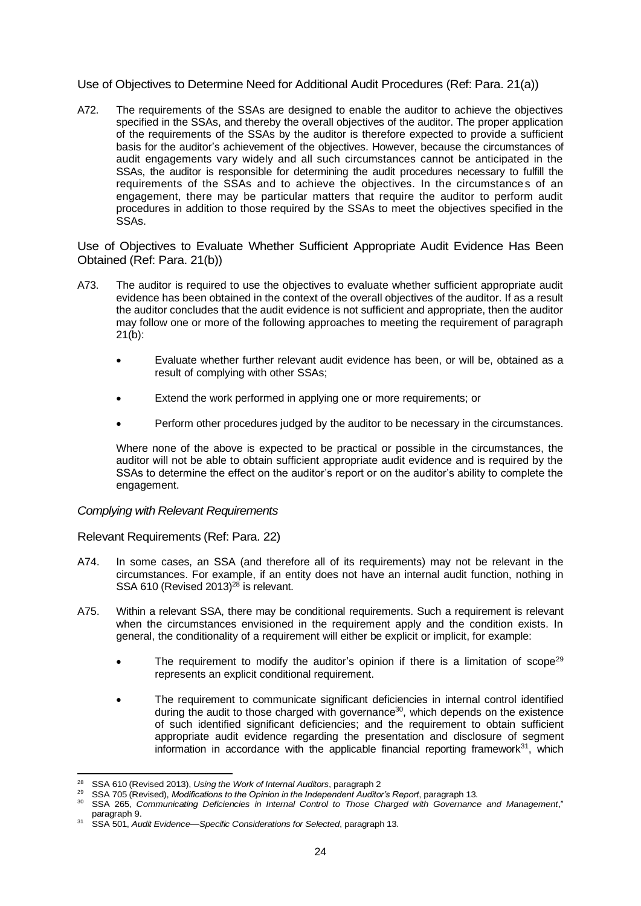Use of Objectives to Determine Need for Additional Audit Procedures (Ref: Para. 21(a))

A72. The requirements of the SSAs are designed to enable the auditor to achieve the objectives specified in the SSAs, and thereby the overall objectives of the auditor. The proper application of the requirements of the SSAs by the auditor is therefore expected to provide a sufficient basis for the auditor's achievement of the objectives. However, because the circumstances of audit engagements vary widely and all such circumstances cannot be anticipated in the SSAs, the auditor is responsible for determining the audit procedures necessary to fulfill the requirements of the SSAs and to achieve the objectives. In the circumstances of an engagement, there may be particular matters that require the auditor to perform audit procedures in addition to those required by the SSAs to meet the objectives specified in the SSAs.

Use of Objectives to Evaluate Whether Sufficient Appropriate Audit Evidence Has Been Obtained (Ref: Para. 21(b))

A73. The auditor is required to use the objectives to evaluate whether sufficient appropriate audit evidence has been obtained in the context of the overall objectives of the auditor. If as a result the auditor concludes that the audit evidence is not sufficient and appropriate, then the auditor may follow one or more of the following approaches to meeting the requirement of paragraph 21(b):

- Evaluate whether further relevant audit evidence has been, or will be, obtained as a result of complying with other SSAs;
- Extend the work performed in applying one or more requirements; or
- Perform other procedures judged by the auditor to be necessary in the circumstances.

Where none of the above is expected to be practical or possible in the circumstances, the auditor will not be able to obtain sufficient appropriate audit evidence and is required by the SSAs to determine the effect on the auditor's report or on the auditor's ability to complete the engagement.

*Complying with Relevant Requirements*

Relevant Requirements (Ref: Para. 22)

A74. In some cases, an SSA (and therefore all of its requirements) may not be relevant in the circumstances. For example, if an entity does not have an internal audit function, nothing in SSA 610 (Revised 2013)[28] is relevant.

A75. Within a relevant SSA, there may be conditional requirements. Such a requirement is relevant when the circumstances envisioned in the requirement apply and the condition exists. In general, the conditionality of a requirement will either be explicit or implicit, for example:

- The requirement to modify the auditor's opinion if there is a limitation of scope[29] represents an explicit conditional requirement.
- The requirement to communicate significant deficiencies in internal control identified during the audit to those charged with governance[30], which depends on the existence of such identified significant deficiencies; and the requirement to obtain sufficient appropriate audit evidence regarding the presentation and disclosure of segment information in accordance with the applicable financial reporting framework[31], which

---

[28] SSA 610 (Revised 2013), *Using the Work of Internal Auditors*, paragraph 2

[29] SSA 705 (Revised), *Modifications to the Opinion in the Independent Auditor's Report*, paragraph 13.

[30] SSA 265, *Communicating Deficiencies in Internal Control to Those Charged with Governance and Management*," paragraph 9.

[31] SSA 501, *Audit Evidence—Specific Considerations for Selected*, paragraph 13.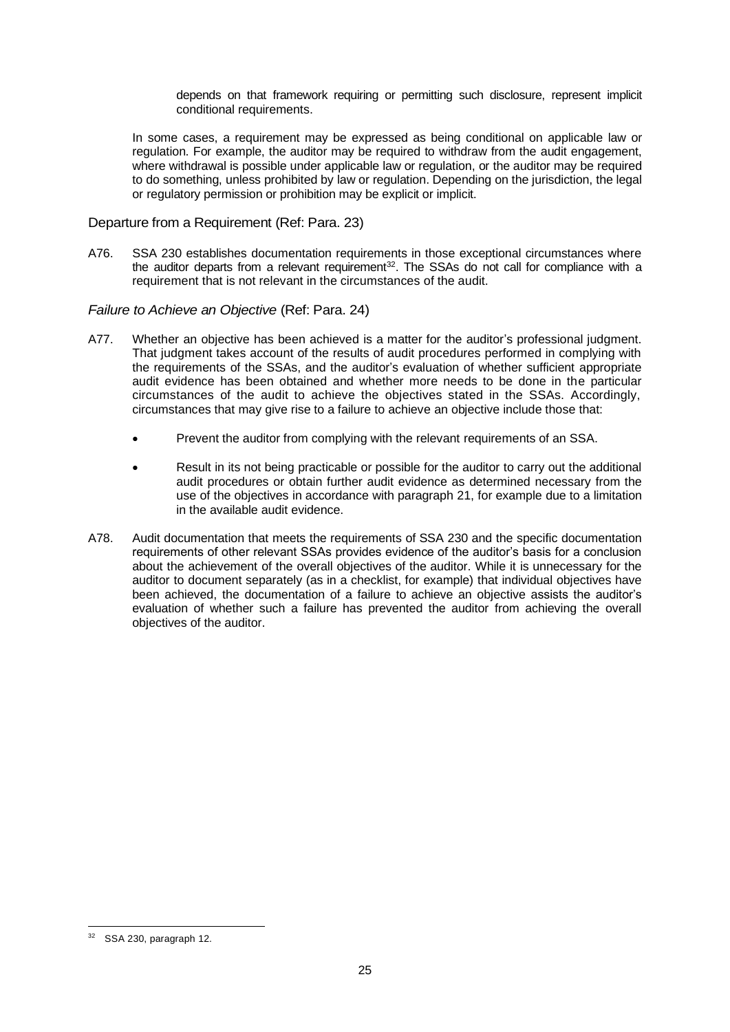depends on that framework requiring or permitting such disclosure, represent implicit conditional requirements.

In some cases, a requirement may be expressed as being conditional on applicable law or regulation. For example, the auditor may be required to withdraw from the audit engagement, where withdrawal is possible under applicable law or regulation, or the auditor may be required to do something, unless prohibited by law or regulation. Depending on the jurisdiction, the legal or regulatory permission or prohibition may be explicit or implicit.

Departure from a Requirement (Ref: Para. 23)

A76. SSA 230 establishes documentation requirements in those exceptional circumstances where the auditor departs from a relevant requirement[32]. The SSAs do not call for compliance with a requirement that is not relevant in the circumstances of the audit.

*Failure to Achieve an Objective* (Ref: Para. 24)

A77. Whether an objective has been achieved is a matter for the auditor's professional judgment. That judgment takes account of the results of audit procedures performed in complying with the requirements of the SSAs, and the auditor's evaluation of whether sufficient appropriate audit evidence has been obtained and whether more needs to be done in the particular circumstances of the audit to achieve the objectives stated in the SSAs. Accordingly, circumstances that may give rise to a failure to achieve an objective include those that:

- Prevent the auditor from complying with the relevant requirements of an SSA.
- Result in its not being practicable or possible for the auditor to carry out the additional audit procedures or obtain further audit evidence as determined necessary from the use of the objectives in accordance with paragraph 21, for example due to a limitation in the available audit evidence.

A78. Audit documentation that meets the requirements of SSA 230 and the specific documentation requirements of other relevant SSAs provides evidence of the auditor's basis for a conclusion about the achievement of the overall objectives of the auditor. While it is unnecessary for the auditor to document separately (as in a checklist, for example) that individual objectives have been achieved, the documentation of a failure to achieve an objective assists the auditor's evaluation of whether such a failure has prevented the auditor from achieving the overall objectives of the auditor.

[32] SSA 230, paragraph 12.